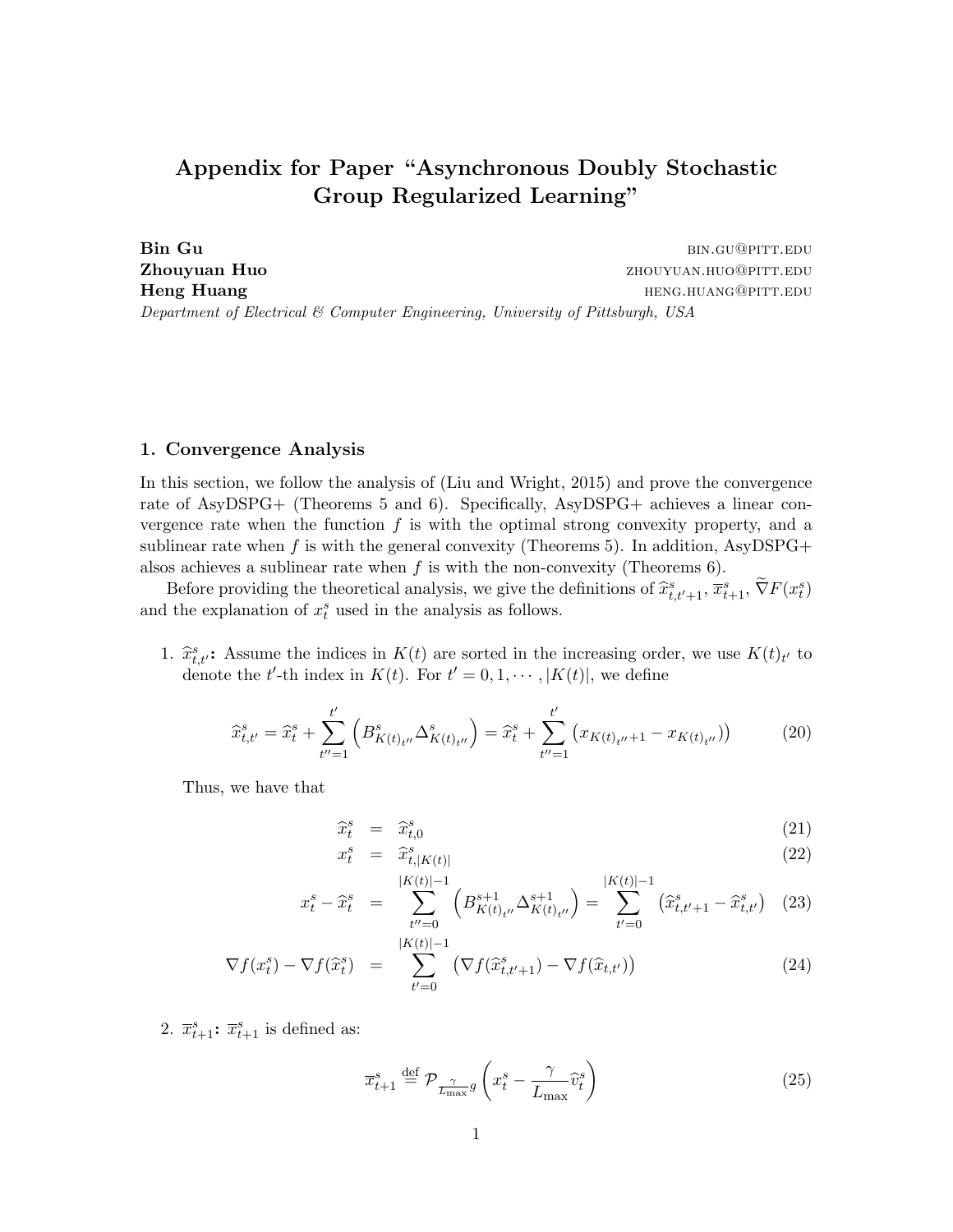# Appendix for Paper "Asynchronous Doubly Stochastic Group Regularized Learning"

**Bin Gu** BIN.GU@PITT.EDU
**Zhouyuan Huo** ZHOUYUAN.HUO@PITT.EDU
**Heng Huang** HENG.HUANG@PITT.EDU

*Department of Electrical & Computer Engineering, University of Pittsburgh, USA*

## 1. Convergence Analysis

In this section, we follow the analysis of (Liu and Wright, 2015) and prove the convergence rate of AsyDSPG+ (Theorems 5 and 6). Specifically, AsyDSPG+ achieves a linear convergence rate when the function $f$ is with the optimal strong convexity property, and a sublinear rate when $f$ is with the general convexity (Theorems 5). In addition, AsyDSPG+ alsos achieves a sublinear rate when $f$ is with the non-convexity (Theorems 6).

Before providing the theoretical analysis, we give the definitions of $\widehat{x}^s_{t,t'+1}$, $\overline{x}^s_{t+1}$, $\widetilde{\nabla} F(x^s_t)$ and the explanation of $x^s_t$ used in the analysis as follows.

1. $\widehat{x}^s_{t,t'}$**:** Assume the indices in $K(t)$ are sorted in the increasing order, we use $K(t)_{t'}$ to denote the $t'$-th index in $K(t)$. For $t' = 0, 1, \cdots, |K(t)|$, we define

$$\widehat{x}^s_{t,t'} = \widehat{x}^s_t + \sum_{t''=1}^{t'} \left( B^s_{K(t)_{t''}} \Delta^s_{K(t)_{t''}} \right) = \widehat{x}^s_t + \sum_{t''=1}^{t'} \left( x_{K(t)_{t''}+1} - x_{K(t)_{t''}} \right) \tag{20}$$

Thus, we have that

$$\widehat{x}^s_t = \widehat{x}^s_{t,0} \tag{21}$$

$$x^s_t = \widehat{x}^s_{t,|K(t)|} \tag{22}$$

$$x^s_t - \widehat{x}^s_t = \sum_{t''=0}^{|K(t)|-1} \left( B^{s+1}_{K(t)_{t''}} \Delta^{s+1}_{K(t)_{t''}} \right) = \sum_{t'=0}^{|K(t)|-1} \left( \widehat{x}^s_{t,t'+1} - \widehat{x}^s_{t,t'} \right) \tag{23}$$

$$\nabla f(x^s_t) - \nabla f(\widehat{x}^s_t) = \sum_{t'=0}^{|K(t)|-1} \left( \nabla f(\widehat{x}^s_{t,t'+1}) - \nabla f(\widehat{x}_{t,t'}) \right) \tag{24}$$

2. $\overline{x}^s_{t+1}$**:** $\overline{x}^s_{t+1}$ is defined as:

$$\overline{x}^s_{t+1} \stackrel{\text{def}}{=} \mathcal{P}_{\frac{\gamma}{L_{\max}} g} \left( x^s_t - \frac{\gamma}{L_{\max}} \widehat{v}^s_t \right) \tag{25}$$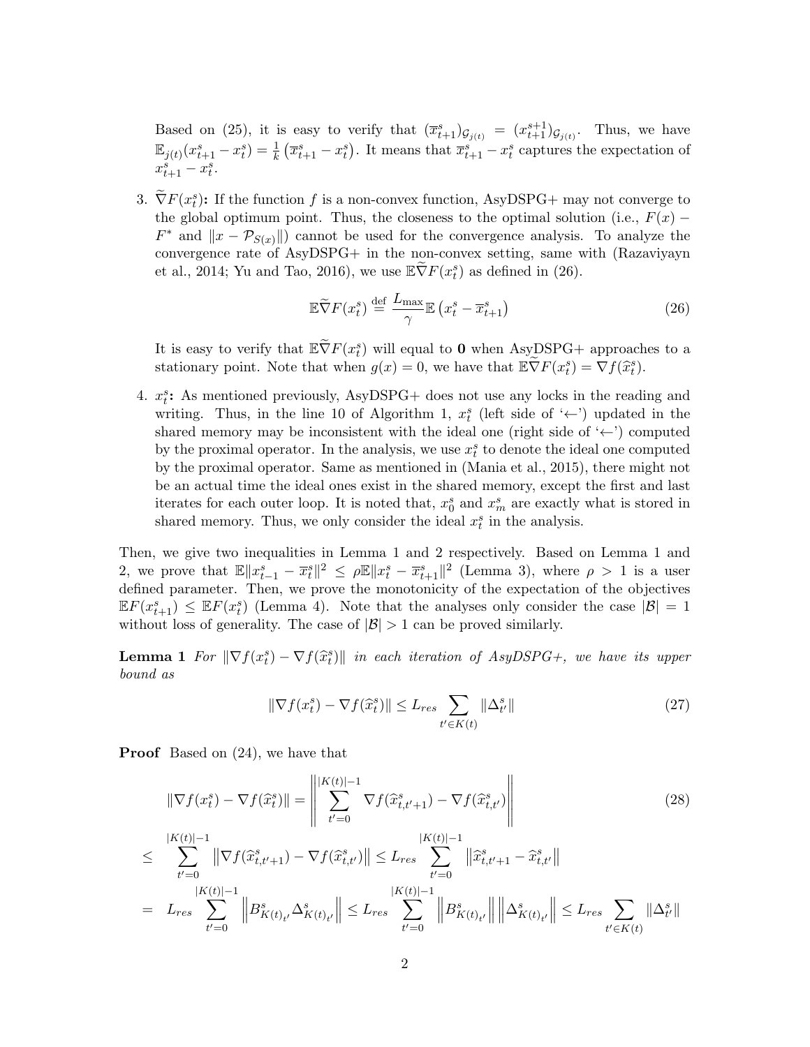Based on (25), it is easy to verify that $(\overline{x}^s_{t+1})_{\mathcal{G}_{j(t)}} = (x^{s+1}_{t+1})_{\mathcal{G}_{j(t)}}$. Thus, we have $\mathbb{E}_{j(t)}(x^s_{t+1} - x^s_t) = \frac{1}{k}\left(\overline{x}^s_{t+1} - x^s_t\right)$. It means that $\overline{x}^s_{t+1} - x^s_t$ captures the expectation of $x^s_{t+1} - x^s_t$.

3. $\widetilde{\nabla} F(x^s_t)$**:** If the function $f$ is a non-convex function, AsyDSPG+ may not converge to the global optimum point. Thus, the closeness to the optimal solution (i.e., $F(x) - F^*$ and $\|x - \mathcal{P}_{S(x)}\|$) cannot be used for the convergence analysis. To analyze the convergence rate of AsyDSPG+ in the non-convex setting, same with (Razaviyayn et al., 2014; Yu and Tao, 2016), we use $\mathbb{E}\widetilde{\nabla} F(x^s_t)$ as defined in (26).

$$\mathbb{E}\widetilde{\nabla} F(x^s_t) \stackrel{\text{def}}{=} \frac{L_{\max}}{\gamma}\mathbb{E}\left(x^s_t - \overline{x}^s_{t+1}\right) \tag{26}$$

It is easy to verify that $\mathbb{E}\widetilde{\nabla} F(x^s_t)$ will equal to $\mathbf{0}$ when AsyDSPG+ approaches to a stationary point. Note that when $g(x) = 0$, we have that $\mathbb{E}\widetilde{\nabla} F(x^s_t) = \nabla f(\widehat{x}^s_t)$.

4. $x^s_t$**:** As mentioned previously, AsyDSPG+ does not use any locks in the reading and writing. Thus, in the line 10 of Algorithm 1, $x^s_t$ (left side of '$\leftarrow$') updated in the shared memory may be inconsistent with the ideal one (right side of '$\leftarrow$') computed by the proximal operator. In the analysis, we use $x^s_t$ to denote the ideal one computed by the proximal operator. Same as mentioned in (Mania et al., 2015), there might not be an actual time the ideal ones exist in the shared memory, except the first and last iterates for each outer loop. It is noted that, $x^s_0$ and $x^s_m$ are exactly what is stored in shared memory. Thus, we only consider the ideal $x^s_t$ in the analysis.

Then, we give two inequalities in Lemma 1 and 2 respectively. Based on Lemma 1 and 2, we prove that $\mathbb{E}\|x^s_{t-1} - \overline{x}^s_t\|^2 \leq \rho\mathbb{E}\|x^s_t - \overline{x}^s_{t+1}\|^2$ (Lemma 3), where $\rho > 1$ is a user defined parameter. Then, we prove the monotonicity of the expectation of the objectives $\mathbb{E}F(x^s_{t+1}) \leq \mathbb{E}F(x^s_t)$ (Lemma 4). Note that the analyses only consider the case $|\mathcal{B}| = 1$ without loss of generality. The case of $|\mathcal{B}| > 1$ can be proved similarly.

**Lemma 1** *For $\|\nabla f(x^s_t) - \nabla f(\widehat{x}^s_t)\|$ in each iteration of AsyDSPG+, we have its upper bound as*

$$\|\nabla f(x^s_t) - \nabla f(\widehat{x}^s_t)\| \leq L_{res} \sum_{t' \in K(t)} \|\Delta^s_{t'}\| \tag{27}$$

**Proof** Based on (24), we have that

$$\|\nabla f(x^s_t) - \nabla f(\widehat{x}^s_t)\| = \left\| \sum_{t'=0}^{|K(t)|-1} \nabla f(\widehat{x}^s_{t,t'+1}) - \nabla f(\widehat{x}^s_{t,t'}) \right\| \tag{28}$$

$$\leq \sum_{t'=0}^{|K(t)|-1} \left\|\nabla f(\widehat{x}^s_{t,t'+1}) - \nabla f(\widehat{x}^s_{t,t'})\right\| \leq L_{res} \sum_{t'=0}^{|K(t)|-1} \left\|\widehat{x}^s_{t,t'+1} - \widehat{x}^s_{t,t'}\right\|$$

$$= L_{res} \sum_{t'=0}^{|K(t)|-1} \left\|B^s_{K(t)_{t'}}\Delta^s_{K(t)_{t'}}\right\| \leq L_{res} \sum_{t'=0}^{|K(t)|-1} \left\|B^s_{K(t)_{t'}}\right\| \left\|\Delta^s_{K(t)_{t'}}\right\| \leq L_{res} \sum_{t' \in K(t)} \|\Delta^s_{t'}\|$$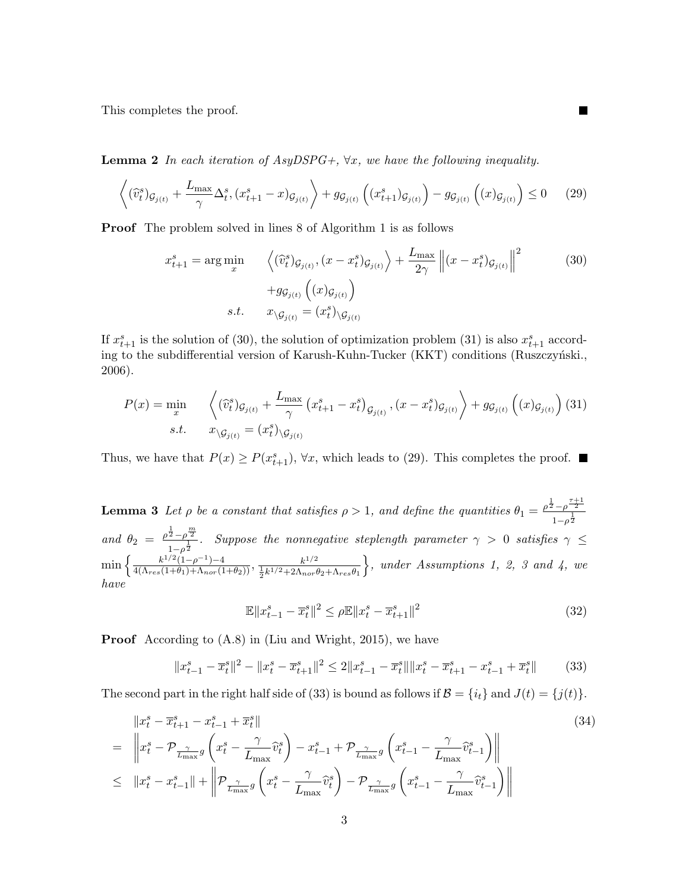This completes the proof. ∎

**Lemma 2** *In each iteration of AsyDSPG+, $\forall x$, we have the following inequality.*

$$
\left\langle (\widehat{v}_t^s)_{\mathcal{G}_{j(t)}} + \frac{L_{\max}}{\gamma}\Delta_t^s, (x_{t+1}^s - x)_{\mathcal{G}_{j(t)}} \right\rangle + g_{\mathcal{G}_{j(t)}}\left((x_{t+1}^s)_{\mathcal{G}_{j(t)}}\right) - g_{\mathcal{G}_{j(t)}}\left((x)_{\mathcal{G}_{j(t)}}\right) \leq 0 \tag{29}
$$

**Proof** The problem solved in lines 8 of Algorithm 1 is as follows

$$
\begin{aligned}
x_{t+1}^s = \arg\min_x \quad & \left\langle (\widehat{v}_t^s)_{\mathcal{G}_{j(t)}}, (x - x_t^s)_{\mathcal{G}_{j(t)}} \right\rangle + \frac{L_{\max}}{2\gamma}\left\|(x - x_t^s)_{\mathcal{G}_{j(t)}}\right\|^2 \\
& + g_{\mathcal{G}_{j(t)}}\left((x)_{\mathcal{G}_{j(t)}}\right) \\
s.t. \quad & x_{\backslash \mathcal{G}_{j(t)}} = (x_t^s)_{\backslash \mathcal{G}_{j(t)}}
\end{aligned} \tag{30}
$$

If $x_{t+1}^s$ is the solution of (30), the solution of optimization problem (31) is also $x_{t+1}^s$ according to the subdifferential version of Karush-Kuhn-Tucker (KKT) conditions (Ruszczyński., 2006).

$$
\begin{aligned}
P(x) = \min_x \quad & \left\langle (\widehat{v}_t^s)_{\mathcal{G}_{j(t)}} + \frac{L_{\max}}{\gamma}\left(x_{t+1}^s - x_t^s\right)_{\mathcal{G}_{j(t)}}, (x - x_t^s)_{\mathcal{G}_{j(t)}} \right\rangle + g_{\mathcal{G}_{j(t)}}\left((x)_{\mathcal{G}_{j(t)}}\right) \\
s.t. \quad & x_{\backslash \mathcal{G}_{j(t)}} = (x_t^s)_{\backslash \mathcal{G}_{j(t)}}
\end{aligned} \tag{31}
$$

Thus, we have that $P(x) \geq P(x_{t+1}^s)$, $\forall x$, which leads to (29). This completes the proof. ∎

**Lemma 3** *Let $\rho$ be a constant that satisfies $\rho > 1$, and define the quantities $\theta_1 = \frac{\rho^{\frac{1}{2}} - \rho^{\frac{\tau+1}{2}}}{1 - \rho^{\frac{1}{2}}}$ and $\theta_2 = \frac{\rho^{\frac{1}{2}} - \rho^{\frac{m}{2}}}{1 - \rho^{\frac{1}{2}}}$. Suppose the nonnegative steplength parameter $\gamma > 0$ satisfies $\gamma \leq \min\left\{\frac{k^{1/2}(1-\rho^{-1})-4}{4(\Lambda_{res}(1+\theta_1)+\Lambda_{nor}(1+\theta_2))}, \frac{k^{1/2}}{\frac{1}{2}k^{1/2}+2\Lambda_{nor}\theta_2+\Lambda_{res}\theta_1}\right\}$, under Assumptions 1, 2, 3 and 4, we have*

$$
\mathbb{E}\|x_{t-1}^s - \overline{x}_t^s\|^2 \leq \rho\mathbb{E}\|x_t^s - \overline{x}_{t+1}^s\|^2 \tag{32}
$$

**Proof** According to (A.8) in (Liu and Wright, 2015), we have

$$
\|x_{t-1}^s - \overline{x}_t^s\|^2 - \|x_t^s - \overline{x}_{t+1}^s\|^2 \leq 2\|x_{t-1}^s - \overline{x}_t^s\|\|x_t^s - \overline{x}_{t+1}^s - x_{t-1}^s + \overline{x}_t^s\| \tag{33}
$$

The second part in the right half side of (33) is bound as follows if $\mathcal{B} = \{i_t\}$ and $J(t) = \{j(t)\}$.

$$
\begin{aligned}
& \|x_t^s - \overline{x}_{t+1}^s - x_{t-1}^s + \overline{x}_t^s\| \\
= & \left\|x_t^s - \mathcal{P}_{\frac{\gamma}{L_{\max}}g}\left(x_t^s - \frac{\gamma}{L_{\max}}\widehat{v}_t^s\right) - x_{t-1}^s + \mathcal{P}_{\frac{\gamma}{L_{\max}}g}\left(x_{t-1}^s - \frac{\gamma}{L_{\max}}\widehat{v}_{t-1}^s\right)\right\| \\
\leq & \|x_t^s - x_{t-1}^s\| + \left\|\mathcal{P}_{\frac{\gamma}{L_{\max}}g}\left(x_t^s - \frac{\gamma}{L_{\max}}\widehat{v}_t^s\right) - \mathcal{P}_{\frac{\gamma}{L_{\max}}g}\left(x_{t-1}^s - \frac{\gamma}{L_{\max}}\widehat{v}_{t-1}^s\right)\right\|
\end{aligned} \tag{34}
$$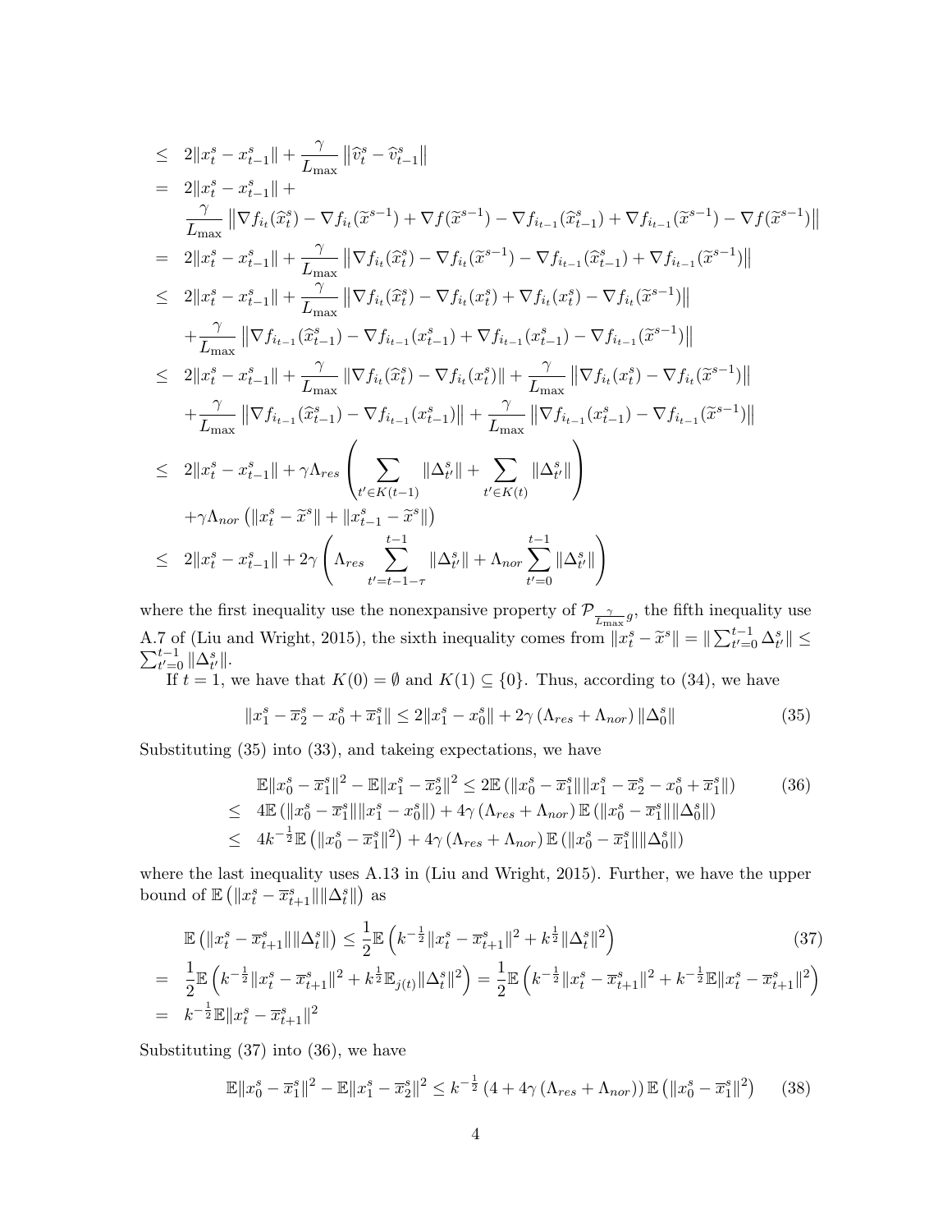$$
\begin{aligned}
&\leq\ 2\|x_t^s - x_{t-1}^s\| + \frac{\gamma}{L_{\max}}\left\|\widehat{v}_t^s - \widehat{v}_{t-1}^s\right\| \\
&=\ 2\|x_t^s - x_{t-1}^s\| + \\
&\quad \frac{\gamma}{L_{\max}}\left\|\nabla f_{i_t}(\widehat{x}_t^s) - \nabla f_{i_t}(\widetilde{x}^{s-1}) + \nabla f(\widetilde{x}^{s-1}) - \nabla f_{i_{t-1}}(\widehat{x}_{t-1}^s) + \nabla f_{i_{t-1}}(\widetilde{x}^{s-1}) - \nabla f(\widetilde{x}^{s-1})\right\| \\
&=\ 2\|x_t^s - x_{t-1}^s\| + \frac{\gamma}{L_{\max}}\left\|\nabla f_{i_t}(\widehat{x}_t^s) - \nabla f_{i_t}(\widetilde{x}^{s-1}) - \nabla f_{i_{t-1}}(\widehat{x}_{t-1}^s) + \nabla f_{i_{t-1}}(\widetilde{x}^{s-1})\right\| \\
&\leq\ 2\|x_t^s - x_{t-1}^s\| + \frac{\gamma}{L_{\max}}\left\|\nabla f_{i_t}(\widehat{x}_t^s) - \nabla f_{i_t}(x_t^s) + \nabla f_{i_t}(x_t^s) - \nabla f_{i_t}(\widetilde{x}^{s-1})\right\| \\
&\quad + \frac{\gamma}{L_{\max}}\left\|\nabla f_{i_{t-1}}(\widehat{x}_{t-1}^s) - \nabla f_{i_{t-1}}(x_{t-1}^s) + \nabla f_{i_{t-1}}(x_{t-1}^s) - \nabla f_{i_{t-1}}(\widetilde{x}^{s-1})\right\| \\
&\leq\ 2\|x_t^s - x_{t-1}^s\| + \frac{\gamma}{L_{\max}}\left\|\nabla f_{i_t}(\widehat{x}_t^s) - \nabla f_{i_t}(x_t^s)\right\| + \frac{\gamma}{L_{\max}}\left\|\nabla f_{i_t}(x_t^s) - \nabla f_{i_t}(\widetilde{x}^{s-1})\right\| \\
&\quad + \frac{\gamma}{L_{\max}}\left\|\nabla f_{i_{t-1}}(\widehat{x}_{t-1}^s) - \nabla f_{i_{t-1}}(x_{t-1}^s)\right\| + \frac{\gamma}{L_{\max}}\left\|\nabla f_{i_{t-1}}(x_{t-1}^s) - \nabla f_{i_{t-1}}(\widetilde{x}^{s-1})\right\| \\
&\leq\ 2\|x_t^s - x_{t-1}^s\| + \gamma\Lambda_{res}\left(\sum_{t' \in K(t-1)}\|\Delta_{t'}^s\| + \sum_{t' \in K(t)}\|\Delta_{t'}^s\|\right) \\
&\quad + \gamma\Lambda_{nor}\left(\|x_t^s - \widetilde{x}^s\| + \|x_{t-1}^s - \widetilde{x}^s\|\right) \\
&\leq\ 2\|x_t^s - x_{t-1}^s\| + 2\gamma\left(\Lambda_{res}\sum_{t'=t-1-\tau}^{t-1}\|\Delta_{t'}^s\| + \Lambda_{nor}\sum_{t'=0}^{t-1}\|\Delta_{t'}^s\|\right)
\end{aligned}
$$

where the first inequality use the nonexpansive property of $\mathcal{P}_{\frac{\gamma}{L_{\max}}g}$, the fifth inequality use A.7 of (Liu and Wright, 2015), the sixth inequality comes from $\|x_t^s - \widetilde{x}^s\| = \|\sum_{t'=0}^{t-1}\Delta_{t'}^s\| \leq \sum_{t'=0}^{t-1}\|\Delta_{t'}^s\|$.

If $t = 1$, we have that $K(0) = \emptyset$ and $K(1) \subseteq \{0\}$. Thus, according to (34), we have

$$
\|x_1^s - \overline{x}_2^s - x_0^s + \overline{x}_1^s\| \leq 2\|x_1^s - x_0^s\| + 2\gamma\left(\Lambda_{res} + \Lambda_{nor}\right)\|\Delta_0^s\| \tag{35}
$$

Substituting (35) into (33), and takeing expectations, we have

$$
\begin{aligned}
&\mathbb{E}\|x_0^s - \overline{x}_1^s\|^2 - \mathbb{E}\|x_1^s - \overline{x}_2^s\|^2 \leq 2\mathbb{E}\left(\|x_0^s - \overline{x}_1^s\|\|x_1^s - \overline{x}_2^s - x_0^s + \overline{x}_1^s\|\right) \qquad (36) \\
\leq\ & 4\mathbb{E}\left(\|x_0^s - \overline{x}_1^s\|\|x_1^s - x_0^s\|\right) + 4\gamma\left(\Lambda_{res} + \Lambda_{nor}\right)\mathbb{E}\left(\|x_0^s - \overline{x}_1^s\|\|\Delta_0^s\|\right) \\
\leq\ & 4k^{-\frac{1}{2}}\mathbb{E}\left(\|x_0^s - \overline{x}_1^s\|^2\right) + 4\gamma\left(\Lambda_{res} + \Lambda_{nor}\right)\mathbb{E}\left(\|x_0^s - \overline{x}_1^s\|\|\Delta_0^s\|\right)
\end{aligned}
$$

where the last inequality uses A.13 in (Liu and Wright, 2015). Further, we have the upper bound of $\mathbb{E}\left(\|x_t^s - \overline{x}_{t+1}^s\|\|\Delta_t^s\|\right)$ as

$$
\begin{aligned}
&\mathbb{E}\left(\|x_t^s - \overline{x}_{t+1}^s\|\|\Delta_t^s\|\right) \leq \frac{1}{2}\mathbb{E}\left(k^{-\frac{1}{2}}\|x_t^s - \overline{x}_{t+1}^s\|^2 + k^{\frac{1}{2}}\|\Delta_t^s\|^2\right) \qquad (37) \\
=\ & \frac{1}{2}\mathbb{E}\left(k^{-\frac{1}{2}}\|x_t^s - \overline{x}_{t+1}^s\|^2 + k^{\frac{1}{2}}\mathbb{E}_{j(t)}\|\Delta_t^s\|^2\right) = \frac{1}{2}\mathbb{E}\left(k^{-\frac{1}{2}}\|x_t^s - \overline{x}_{t+1}^s\|^2 + k^{-\frac{1}{2}}\mathbb{E}\|x_t^s - \overline{x}_{t+1}^s\|^2\right) \\
=\ & k^{-\frac{1}{2}}\mathbb{E}\|x_t^s - \overline{x}_{t+1}^s\|^2
\end{aligned}
$$

Substituting (37) into (36), we have

$$
\mathbb{E}\|x_0^s - \overline{x}_1^s\|^2 - \mathbb{E}\|x_1^s - \overline{x}_2^s\|^2 \leq k^{-\frac{1}{2}}\left(4 + 4\gamma\left(\Lambda_{res} + \Lambda_{nor}\right)\right)\mathbb{E}\left(\|x_0^s - \overline{x}_1^s\|^2\right) \tag{38}
$$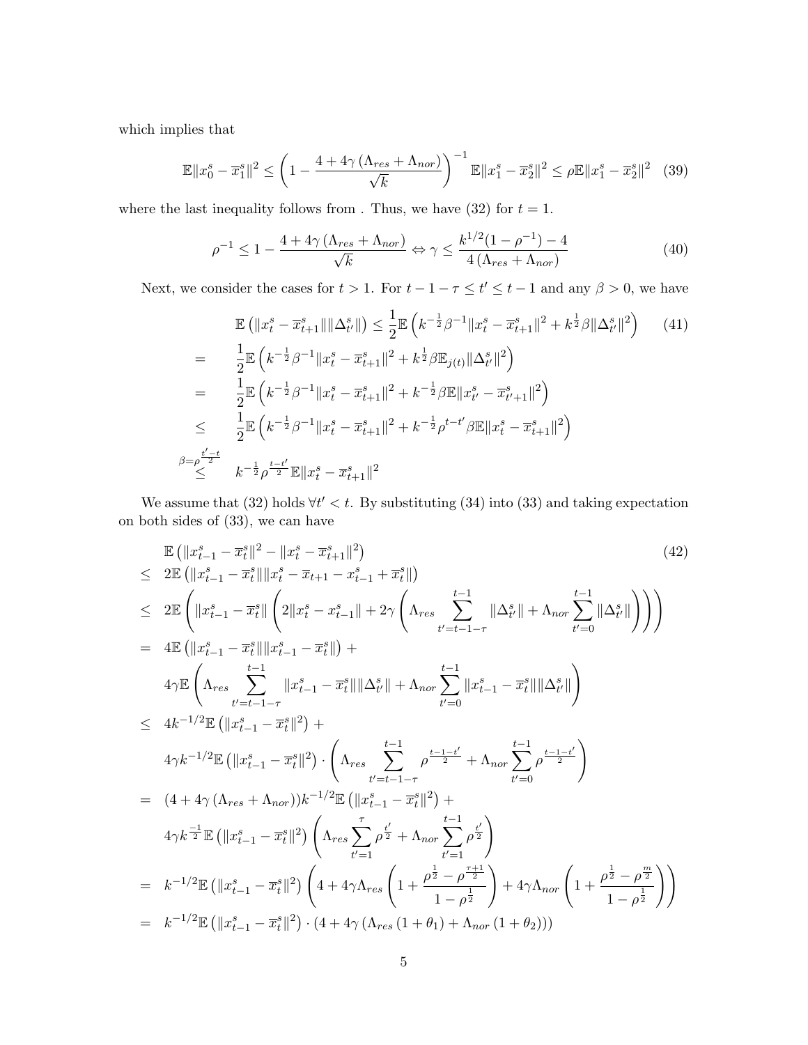which implies that

$$\mathbb{E}\|x_0^s - \overline{x}_1^s\|^2 \leq \left(1 - \frac{4 + 4\gamma\left(\Lambda_{res} + \Lambda_{nor}\right)}{\sqrt{k}}\right)^{-1} \mathbb{E}\|x_1^s - \overline{x}_2^s\|^2 \leq \rho\mathbb{E}\|x_1^s - \overline{x}_2^s\|^2 \quad (39)$$

where the last inequality follows from . Thus, we have (32) for $t = 1$.

$$\rho^{-1} \leq 1 - \frac{4 + 4\gamma\left(\Lambda_{res} + \Lambda_{nor}\right)}{\sqrt{k}} \Leftrightarrow \gamma \leq \frac{k^{1/2}(1 - \rho^{-1}) - 4}{4\left(\Lambda_{res} + \Lambda_{nor}\right)} \quad (40)$$

Next, we consider the cases for $t > 1$. For $t - 1 - \tau \leq t' \leq t - 1$ and any $\beta > 0$, we have

$$\begin{aligned}
& \mathbb{E}\left(\|x_t^s - \overline{x}_{t+1}^s\|\|\Delta_{t'}^s\|\right) \leq \frac{1}{2}\mathbb{E}\left(k^{-\frac{1}{2}}\beta^{-1}\|x_t^s - \overline{x}_{t+1}^s\|^2 + k^{\frac{1}{2}}\beta\|\Delta_{t'}^s\|^2\right) \quad (41)\\
= \quad & \frac{1}{2}\mathbb{E}\left(k^{-\frac{1}{2}}\beta^{-1}\|x_t^s - \overline{x}_{t+1}^s\|^2 + k^{\frac{1}{2}}\beta\mathbb{E}_{j(t)}\|\Delta_{t'}^s\|^2\right)\\
= \quad & \frac{1}{2}\mathbb{E}\left(k^{-\frac{1}{2}}\beta^{-1}\|x_t^s - \overline{x}_{t+1}^s\|^2 + k^{-\frac{1}{2}}\beta\mathbb{E}\|x_{t'}^s - \overline{x}_{t'+1}^s\|^2\right)\\
\leq \quad & \frac{1}{2}\mathbb{E}\left(k^{-\frac{1}{2}}\beta^{-1}\|x_t^s - \overline{x}_{t+1}^s\|^2 + k^{-\frac{1}{2}}\rho^{t-t'}\beta\mathbb{E}\|x_t^s - \overline{x}_{t+1}^s\|^2\right)\\
\overset{\beta=\rho^{\frac{t'-t}{2}}}{\leq} \quad & k^{-\frac{1}{2}}\rho^{\frac{t-t'}{2}}\mathbb{E}\|x_t^s - \overline{x}_{t+1}^s\|^2
\end{aligned}$$

We assume that (32) holds $\forall t' < t$. By substituting (34) into (33) and taking expectation on both sides of (33), we can have

$$\begin{aligned}
& \mathbb{E}\left(\|x_{t-1}^s - \overline{x}_t^s\|^2 - \|x_t^s - \overline{x}_{t+1}^s\|^2\right) \quad (42)\\
\leq \quad & 2\mathbb{E}\left(\|x_{t-1}^s - \overline{x}_t^s\|\|x_t^s - \overline{x}_{t+1} - x_{t-1}^s + \overline{x}_t^s\|\right)\\
\leq \quad & 2\mathbb{E}\left(\|x_{t-1}^s - \overline{x}_t^s\|\left(2\|x_t^s - x_{t-1}^s\| + 2\gamma\left(\Lambda_{res}\sum_{t'=t-1-\tau}^{t-1}\|\Delta_{t'}^s\| + \Lambda_{nor}\sum_{t'=0}^{t-1}\|\Delta_{t'}^s\|\right)\right)\right)\\
= \quad & 4\mathbb{E}\left(\|x_{t-1}^s - \overline{x}_t^s\|\|x_{t-1}^s - \overline{x}_t^s\|\right) +\\
& 4\gamma\mathbb{E}\left(\Lambda_{res}\sum_{t'=t-1-\tau}^{t-1}\|x_{t-1}^s - \overline{x}_t^s\|\|\Delta_{t'}^s\| + \Lambda_{nor}\sum_{t'=0}^{t-1}\|x_{t-1}^s - \overline{x}_t^s\|\|\Delta_{t'}^s\|\right)\\
\leq \quad & 4k^{-1/2}\mathbb{E}\left(\|x_{t-1}^s - \overline{x}_t^s\|^2\right) +\\
& 4\gamma k^{-1/2}\mathbb{E}\left(\|x_{t-1}^s - \overline{x}_t^s\|^2\right)\cdot\left(\Lambda_{res}\sum_{t'=t-1-\tau}^{t-1}\rho^{\frac{t-1-t'}{2}} + \Lambda_{nor}\sum_{t'=0}^{t-1}\rho^{\frac{t-1-t'}{2}}\right)\\
= \quad & (4 + 4\gamma\left(\Lambda_{res} + \Lambda_{nor}\right))k^{-1/2}\mathbb{E}\left(\|x_{t-1}^s - \overline{x}_t^s\|^2\right) +\\
& 4\gamma k^{\frac{-1}{2}}\mathbb{E}\left(\|x_{t-1}^s - \overline{x}_t^s\|^2\right)\left(\Lambda_{res}\sum_{t'=1}^{\tau}\rho^{\frac{t'}{2}} + \Lambda_{nor}\sum_{t'=1}^{t-1}\rho^{\frac{t'}{2}}\right)\\
= \quad & k^{-1/2}\mathbb{E}\left(\|x_{t-1}^s - \overline{x}_t^s\|^2\right)\left(4 + 4\gamma\Lambda_{res}\left(1 + \frac{\rho^{\frac{1}{2}} - \rho^{\frac{\tau+1}{2}}}{1 - \rho^{\frac{1}{2}}}\right) + 4\gamma\Lambda_{nor}\left(1 + \frac{\rho^{\frac{1}{2}} - \rho^{\frac{m}{2}}}{1 - \rho^{\frac{1}{2}}}\right)\right)\\
= \quad & k^{-1/2}\mathbb{E}\left(\|x_{t-1}^s - \overline{x}_t^s\|^2\right)\cdot\left(4 + 4\gamma\left(\Lambda_{res}\left(1 + \theta_1\right) + \Lambda_{nor}\left(1 + \theta_2\right)\right)\right)
\end{aligned}$$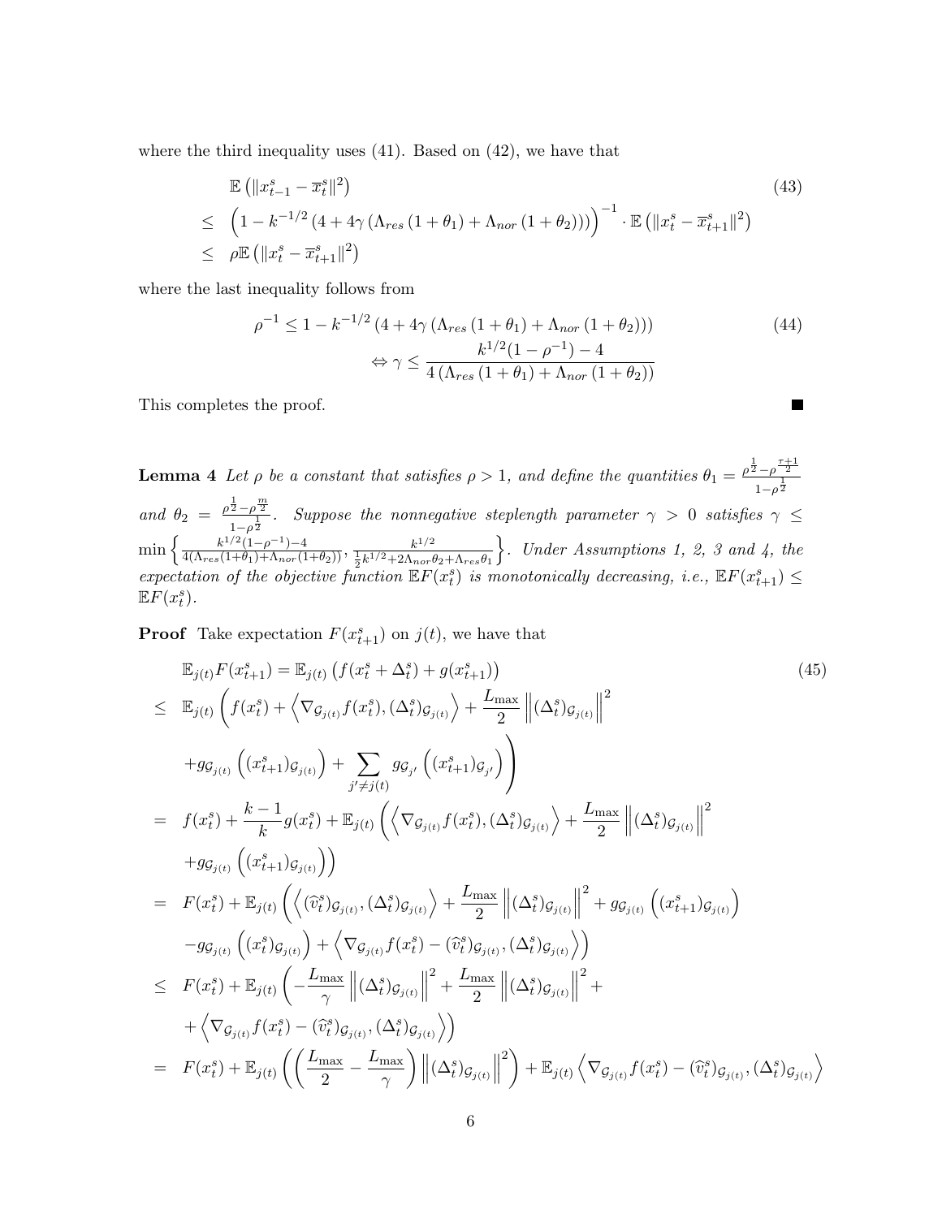where the third inequality uses (41). Based on (42), we have that

$$
\begin{aligned}
& \mathbb{E}\left(\|x_{t-1}^s - \overline{x}_t^s\|^2\right) \\
\leq\ & \left(1 - k^{-1/2}\left(4 + 4\gamma\left(\Lambda_{res}\left(1+\theta_1\right) + \Lambda_{nor}\left(1+\theta_2\right)\right)\right)\right)^{-1} \cdot \mathbb{E}\left(\|x_t^s - \overline{x}_{t+1}^s\|^2\right) \\
\leq\ & \rho \mathbb{E}\left(\|x_t^s - \overline{x}_{t+1}^s\|^2\right)
\end{aligned} \tag{43}
$$

where the last inequality follows from

$$
\begin{aligned}
\rho^{-1} \leq 1 - k^{-1/2}\left(4 + 4\gamma\left(\Lambda_{res}\left(1+\theta_1\right) + \Lambda_{nor}\left(1+\theta_2\right)\right)\right) \\
\Leftrightarrow \gamma \leq \frac{k^{1/2}(1-\rho^{-1}) - 4}{4\left(\Lambda_{res}\left(1+\theta_1\right) + \Lambda_{nor}\left(1+\theta_2\right)\right)}
\end{aligned} \tag{44}
$$

This completes the proof. ■

**Lemma 4** *Let $\rho$ be a constant that satisfies $\rho > 1$, and define the quantities $\theta_1 = \frac{\rho^{\frac{1}{2}} - \rho^{\frac{\tau+1}{2}}}{1-\rho^{\frac{1}{2}}}$ and $\theta_2 = \frac{\rho^{\frac{1}{2}} - \rho^{\frac{m}{2}}}{1-\rho^{\frac{1}{2}}}$. Suppose the nonnegative steplength parameter $\gamma > 0$ satisfies $\gamma \leq \min\left\{\frac{k^{1/2}(1-\rho^{-1})-4}{4(\Lambda_{res}(1+\theta_1)+\Lambda_{nor}(1+\theta_2))}, \frac{k^{1/2}}{\frac{1}{2}k^{1/2}+2\Lambda_{nor}\theta_2+\Lambda_{res}\theta_1}\right\}$. Under Assumptions 1, 2, 3 and 4, the expectation of the objective function $\mathbb{E}F(x_t^s)$ is monotonically decreasing, i.e., $\mathbb{E}F(x_{t+1}^s) \leq \mathbb{E}F(x_t^s)$.*

**Proof** Take expectation $F(x_{t+1}^s)$ on $j(t)$, we have that

$$
\begin{aligned}
& \mathbb{E}_{j(t)} F(x_{t+1}^s) = \mathbb{E}_{j(t)}\left(f(x_t^s + \Delta_t^s) + g(x_{t+1}^s)\right) \\
\leq\ & \mathbb{E}_{j(t)}\left(f(x_t^s) + \left\langle \nabla_{\mathcal{G}_{j(t)}} f(x_t^s), (\Delta_t^s)_{\mathcal{G}_{j(t)}} \right\rangle + \frac{L_{\max}}{2}\left\|(\Delta_t^s)_{\mathcal{G}_{j(t)}}\right\|^2 \right. \\
& \left. + g_{\mathcal{G}_{j(t)}}\left((x_{t+1}^s)_{\mathcal{G}_{j(t)}}\right) + \sum_{j' \neq j(t)} g_{\mathcal{G}_{j'}}\left((x_{t+1}^s)_{\mathcal{G}_{j'}}\right)\right) \\
=\ & f(x_t^s) + \frac{k-1}{k} g(x_t^s) + \mathbb{E}_{j(t)}\left(\left\langle \nabla_{\mathcal{G}_{j(t)}} f(x_t^s), (\Delta_t^s)_{\mathcal{G}_{j(t)}} \right\rangle + \frac{L_{\max}}{2}\left\|(\Delta_t^s)_{\mathcal{G}_{j(t)}}\right\|^2 \right. \\
& \left. + g_{\mathcal{G}_{j(t)}}\left((x_{t+1}^s)_{\mathcal{G}_{j(t)}}\right)\right) \\
=\ & F(x_t^s) + \mathbb{E}_{j(t)}\left(\left\langle (\widehat{v}_t^s)_{\mathcal{G}_{j(t)}}, (\Delta_t^s)_{\mathcal{G}_{j(t)}} \right\rangle + \frac{L_{\max}}{2}\left\|(\Delta_t^s)_{\mathcal{G}_{j(t)}}\right\|^2 + g_{\mathcal{G}_{j(t)}}\left((x_{t+1}^s)_{\mathcal{G}_{j(t)}}\right) \right. \\
& \left. - g_{\mathcal{G}_{j(t)}}\left((x_t^s)_{\mathcal{G}_{j(t)}}\right) + \left\langle \nabla_{\mathcal{G}_{j(t)}} f(x_t^s) - (\widehat{v}_t^s)_{\mathcal{G}_{j(t)}}, (\Delta_t^s)_{\mathcal{G}_{j(t)}} \right\rangle\right) \\
\leq\ & F(x_t^s) + \mathbb{E}_{j(t)}\left(-\frac{L_{\max}}{\gamma}\left\|(\Delta_t^s)_{\mathcal{G}_{j(t)}}\right\|^2 + \frac{L_{\max}}{2}\left\|(\Delta_t^s)_{\mathcal{G}_{j(t)}}\right\|^2 + \right. \\
& \left. + \left\langle \nabla_{\mathcal{G}_{j(t)}} f(x_t^s) - (\widehat{v}_t^s)_{\mathcal{G}_{j(t)}}, (\Delta_t^s)_{\mathcal{G}_{j(t)}} \right\rangle\right) \\
=\ & F(x_t^s) + \mathbb{E}_{j(t)}\left(\left(\frac{L_{\max}}{2} - \frac{L_{\max}}{\gamma}\right)\left\|(\Delta_t^s)_{\mathcal{G}_{j(t)}}\right\|^2\right) + \mathbb{E}_{j(t)}\left\langle \nabla_{\mathcal{G}_{j(t)}} f(x_t^s) - (\widehat{v}_t^s)_{\mathcal{G}_{j(t)}}, (\Delta_t^s)_{\mathcal{G}_{j(t)}} \right\rangle
\end{aligned} \tag{45}
$$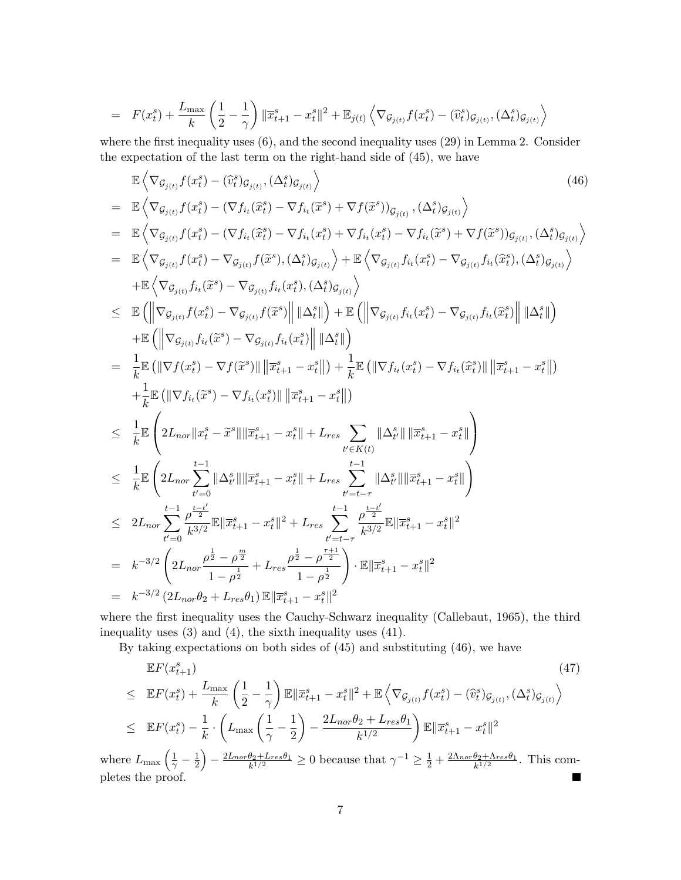$$= \quad F(x_t^s) + \frac{L_{\max}}{k}\left(\frac{1}{2} - \frac{1}{\gamma}\right)\|\overline{x}_{t+1}^s - x_t^s\|^2 + \mathbb{E}_{j(t)}\left\langle \nabla_{\mathcal{G}_{j(t)}} f(x_t^s) - (\widehat{v}_t^s)_{\mathcal{G}_{j(t)}}, (\Delta_t^s)_{\mathcal{G}_{j(t)}} \right\rangle$$

where the first inequality uses (6), and the second inequality uses (29) in Lemma 2. Consider the expectation of the last term on the right-hand side of (45), we have

$$\begin{aligned}
& \mathbb{E}\left\langle \nabla_{\mathcal{G}_{j(t)}} f(x_t^s) - (\widehat{v}_t^s)_{\mathcal{G}_{j(t)}}, (\Delta_t^s)_{\mathcal{G}_{j(t)}} \right\rangle \qquad (46)\\
= \; & \mathbb{E}\left\langle \nabla_{\mathcal{G}_{j(t)}} f(x_t^s) - (\nabla f_{i_t}(\widehat{x}_t^s) - \nabla f_{i_t}(\widetilde{x}^s) + \nabla f(\widetilde{x}^s))_{\mathcal{G}_{j(t)}}, (\Delta_t^s)_{\mathcal{G}_{j(t)}} \right\rangle \\
= \; & \mathbb{E}\left\langle \nabla_{\mathcal{G}_{j(t)}} f(x_t^s) - (\nabla f_{i_t}(\widehat{x}_t^s) - \nabla f_{i_t}(x_t^s) + \nabla f_{i_t}(x_t^s) - \nabla f_{i_t}(\widetilde{x}^s) + \nabla f(\widetilde{x}^s))_{\mathcal{G}_{j(t)}}, (\Delta_t^s)_{\mathcal{G}_{j(t)}} \right\rangle \\
= \; & \mathbb{E}\left\langle \nabla_{\mathcal{G}_{j(t)}} f(x_t^s) - \nabla_{\mathcal{G}_{j(t)}} f(\widetilde{x}^s), (\Delta_t^s)_{\mathcal{G}_{j(t)}} \right\rangle + \mathbb{E}\left\langle \nabla_{\mathcal{G}_{j(t)}} f_{i_t}(x_t^s) - \nabla_{\mathcal{G}_{j(t)}} f_{i_t}(\widehat{x}_t^s), (\Delta_t^s)_{\mathcal{G}_{j(t)}} \right\rangle \\
& + \mathbb{E}\left\langle \nabla_{\mathcal{G}_{j(t)}} f_{i_t}(\widetilde{x}^s) - \nabla_{\mathcal{G}_{j(t)}} f_{i_t}(x_t^s), (\Delta_t^s)_{\mathcal{G}_{j(t)}} \right\rangle \\
\leq \; & \mathbb{E}\left( \left\| \nabla_{\mathcal{G}_{j(t)}} f(x_t^s) - \nabla_{\mathcal{G}_{j(t)}} f(\widetilde{x}^s) \right\| \|\Delta_t^s\| \right) + \mathbb{E}\left( \left\| \nabla_{\mathcal{G}_{j(t)}} f_{i_t}(x_t^s) - \nabla_{\mathcal{G}_{j(t)}} f_{i_t}(\widehat{x}_t^s) \right\| \|\Delta_t^s\| \right) \\
& + \mathbb{E}\left( \left\| \nabla_{\mathcal{G}_{j(t)}} f_{i_t}(\widetilde{x}^s) - \nabla_{\mathcal{G}_{j(t)}} f_{i_t}(x_t^s) \right\| \|\Delta_t^s\| \right) \\
= \; & \frac{1}{k}\mathbb{E}\left( \|\nabla f(x_t^s) - \nabla f(\widetilde{x}^s)\| \left\|\overline{x}_{t+1}^s - x_t^s\right\| \right) + \frac{1}{k}\mathbb{E}\left( \|\nabla f_{i_t}(x_t^s) - \nabla f_{i_t}(\widehat{x}_t^s)\| \left\|\overline{x}_{t+1}^s - x_t^s\right\| \right) \\
& + \frac{1}{k}\mathbb{E}\left( \|\nabla f_{i_t}(\widetilde{x}^s) - \nabla f_{i_t}(x_t^s)\| \left\|\overline{x}_{t+1}^s - x_t^s\right\| \right) \\
\leq \; & \frac{1}{k}\mathbb{E}\left( 2L_{nor}\|x_t^s - \widetilde{x}^s\|\|\overline{x}_{t+1}^s - x_t^s\| + L_{res}\sum_{t' \in K(t)} \|\Delta_{t'}^s\| \left\|\overline{x}_{t+1}^s - x_t^s\right\| \right) \\
\leq \; & \frac{1}{k}\mathbb{E}\left( 2L_{nor}\sum_{t'=0}^{t-1} \|\Delta_{t'}^s\|\|\overline{x}_{t+1}^s - x_t^s\| + L_{res}\sum_{t'=t-\tau}^{t-1} \|\Delta_{t'}^s\|\|\overline{x}_{t+1}^s - x_t^s\| \right) \\
\leq \; & 2L_{nor}\sum_{t'=0}^{t-1} \frac{\rho^{\frac{t-t'}{2}}}{k^{3/2}}\mathbb{E}\|\overline{x}_{t+1}^s - x_t^s\|^2 + L_{res}\sum_{t'=t-\tau}^{t-1} \frac{\rho^{\frac{t-t'}{2}}}{k^{3/2}}\mathbb{E}\|\overline{x}_{t+1}^s - x_t^s\|^2 \\
= \; & k^{-3/2}\left( 2L_{nor}\frac{\rho^{\frac{1}{2}} - \rho^{\frac{m}{2}}}{1 - \rho^{\frac{1}{2}}} + L_{res}\frac{\rho^{\frac{1}{2}} - \rho^{\frac{\tau+1}{2}}}{1 - \rho^{\frac{1}{2}}} \right) \cdot \mathbb{E}\|\overline{x}_{t+1}^s - x_t^s\|^2 \\
= \; & k^{-3/2}\left( 2L_{nor}\theta_2 + L_{res}\theta_1 \right)\mathbb{E}\|\overline{x}_{t+1}^s - x_t^s\|^2
\end{aligned}$$

where the first inequality uses the Cauchy-Schwarz inequality (Callebaut, 1965), the third inequality uses (3) and (4), the sixth inequality uses (41).

By taking expectations on both sides of (45) and substituting (46), we have

$$\begin{aligned}
& \mathbb{E}F(x_{t+1}^s) \qquad (47)\\
\leq \; & \mathbb{E}F(x_t^s) + \frac{L_{\max}}{k}\left(\frac{1}{2} - \frac{1}{\gamma}\right)\mathbb{E}\|\overline{x}_{t+1}^s - x_t^s\|^2 + \mathbb{E}\left\langle \nabla_{\mathcal{G}_{j(t)}} f(x_t^s) - (\widehat{v}_t^s)_{\mathcal{G}_{j(t)}}, (\Delta_t^s)_{\mathcal{G}_{j(t)}} \right\rangle \\
\leq \; & \mathbb{E}F(x_t^s) - \frac{1}{k}\cdot\left( L_{\max}\left(\frac{1}{\gamma} - \frac{1}{2}\right) - \frac{2L_{nor}\theta_2 + L_{res}\theta_1}{k^{1/2}} \right)\mathbb{E}\|\overline{x}_{t+1}^s - x_t^s\|^2
\end{aligned}$$

where $L_{\max}\left(\frac{1}{\gamma} - \frac{1}{2}\right) - \frac{2L_{nor}\theta_2 + L_{res}\theta_1}{k^{1/2}} \geq 0$ because that $\gamma^{-1} \geq \frac{1}{2} + \frac{2\Lambda_{nor}\theta_2 + \Lambda_{res}\theta_1}{k^{1/2}}$. This completes the proof. ■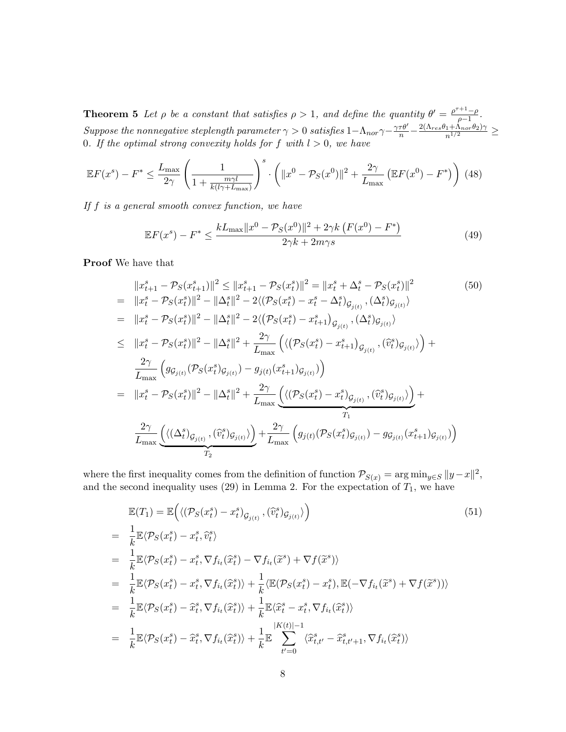**Theorem 5** *Let $\rho$ be a constant that satisfies $\rho > 1$, and define the quantity $\theta' = \frac{\rho^{\tau+1}-\rho}{\rho-1}$. Suppose the nonnegative steplength parameter $\gamma > 0$ satisfies $1-\Lambda_{nor}\gamma - \frac{\gamma\tau\theta'}{n} - \frac{2(\Lambda_{res}\theta_1+\Lambda_{nor}\theta_2)\gamma}{n^{1/2}} \geq 0$. If the optimal strong convexity holds for $f$ with $l > 0$, we have*

$$\mathbb{E}F(x^s) - F^* \leq \frac{L_{\max}}{2\gamma}\left(\frac{1}{1+\frac{m\gamma l}{k(l\gamma+L_{\max})}}\right)^s \cdot \left(\|x^0 - \mathcal{P}_S(x^0)\|^2 + \frac{2\gamma}{L_{\max}}\left(\mathbb{E}F(x^0) - F^*\right)\right) \tag{48}$$

*If $f$ is a general smooth convex function, we have*

$$\mathbb{E}F(x^s) - F^* \leq \frac{kL_{\max}\|x^0 - \mathcal{P}_S(x^0)\|^2 + 2\gamma k\left(F(x^0)-F^*\right)}{2\gamma k + 2m\gamma s} \tag{49}$$

**Proof** We have that

$$\begin{aligned}
& \|x_{t+1}^s - \mathcal{P}_S(x_{t+1}^s)\|^2 \leq \|x_{t+1}^s - \mathcal{P}_S(x_t^s)\|^2 = \|x_t^s + \Delta_t^s - \mathcal{P}_S(x_t^s)\|^2 \qquad (50)\\
= \;\; & \|x_t^s - \mathcal{P}_S(x_t^s)\|^2 - \|\Delta_t^s\|^2 - 2\langle(\mathcal{P}_S(x_t^s) - x_t^s - \Delta_t^s)_{\mathcal{G}_{j(t)}}, (\Delta_t^s)_{\mathcal{G}_{j(t)}}\rangle \\
= \;\; & \|x_t^s - \mathcal{P}_S(x_t^s)\|^2 - \|\Delta_t^s\|^2 - 2\langle\left(\mathcal{P}_S(x_t^s) - x_{t+1}^s\right)_{\mathcal{G}_{j(t)}}, (\Delta_t^s)_{\mathcal{G}_{j(t)}}\rangle \\
\leq \;\; & \|x_t^s - \mathcal{P}_S(x_t^s)\|^2 - \|\Delta_t^s\|^2 + \frac{2\gamma}{L_{\max}}\left(\langle\left(\mathcal{P}_S(x_t^s) - x_{t+1}^s\right)_{\mathcal{G}_{j(t)}}, (\widehat{v}_t^s)_{\mathcal{G}_{j(t)}}\rangle\right) + \\
& \frac{2\gamma}{L_{\max}}\left(g_{\mathcal{G}_{j(t)}}(\mathcal{P}_S(x_t^s)_{\mathcal{G}_{j(t)}}) - g_{j(t)}(x_{t+1}^s)_{\mathcal{G}_{j(t)}})\right) \\
= \;\; & \|x_t^s - \mathcal{P}_S(x_t^s)\|^2 - \|\Delta_t^s\|^2 + \frac{2\gamma}{L_{\max}}\underbrace{\left(\langle(\mathcal{P}_S(x_t^s) - x_t^s)_{\mathcal{G}_{j(t)}}, (\widehat{v}_t^s)_{\mathcal{G}_{j(t)}}\rangle\right)}_{T_1} + \\
& \frac{2\gamma}{L_{\max}}\underbrace{\left(\langle(\Delta_t^s)_{\mathcal{G}_{j(t)}}, (\widehat{v}_t^s)_{\mathcal{G}_{j(t)}}\rangle\right)}_{T_2} + \frac{2\gamma}{L_{\max}}\left(g_{j(t)}(\mathcal{P}_S(x_t^s)_{\mathcal{G}_{j(t)}}) - g_{\mathcal{G}_{j(t)}}(x_{t+1}^s)_{\mathcal{G}_{j(t)}})\right)
\end{aligned}$$

where the first inequality comes from the definition of function $\mathcal{P}_{S(x)} = \arg\min_{y\in S}\|y-x\|^2$, and the second inequality uses (29) in Lemma 2. For the expectation of $T_1$, we have

$$\begin{aligned}
& \mathbb{E}(T_1) = \mathbb{E}\Big(\langle(\mathcal{P}_S(x_t^s) - x_t^s)_{\mathcal{G}_{j(t)}}, (\widehat{v}_t^s)_{\mathcal{G}_{j(t)}}\rangle\Big) \qquad (51)\\
= \;\; & \frac{1}{k}\mathbb{E}\langle\mathcal{P}_S(x_t^s) - x_t^s, \widehat{v}_t^s\rangle \\
= \;\; & \frac{1}{k}\mathbb{E}\langle\mathcal{P}_S(x_t^s) - x_t^s, \nabla f_{i_t}(\widehat{x}_t^s) - \nabla f_{i_t}(\widetilde{x}^s) + \nabla f(\widetilde{x}^s)\rangle \\
= \;\; & \frac{1}{k}\mathbb{E}\langle\mathcal{P}_S(x_t^s) - x_t^s, \nabla f_{i_t}(\widehat{x}_t^s)\rangle + \frac{1}{k}\langle\mathbb{E}(\mathcal{P}_S(x_t^s) - x_t^s), \mathbb{E}(-\nabla f_{i_t}(\widetilde{x}^s) + \nabla f(\widetilde{x}^s))\rangle \\
= \;\; & \frac{1}{k}\mathbb{E}\langle\mathcal{P}_S(x_t^s) - \widehat{x}_t^s, \nabla f_{i_t}(\widehat{x}_t^s)\rangle + \frac{1}{k}\mathbb{E}\langle\widehat{x}_t^s - x_t^s, \nabla f_{i_t}(\widehat{x}_t^s)\rangle \\
= \;\; & \frac{1}{k}\mathbb{E}\langle\mathcal{P}_S(x_t^s) - \widehat{x}_t^s, \nabla f_{i_t}(\widehat{x}_t^s)\rangle + \frac{1}{k}\mathbb{E}\sum_{t'=0}^{|K(t)|-1}\langle\widehat{x}_{t,t'}^s - \widehat{x}_{t,t'+1}^s, \nabla f_{i_t}(\widehat{x}_t^s)\rangle
\end{aligned}$$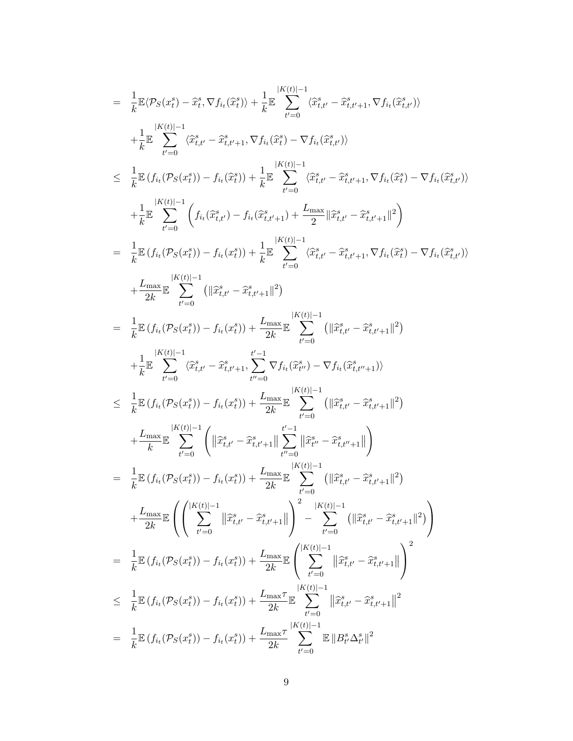$$
\begin{aligned}
&= \frac{1}{k}\mathbb{E}\langle \mathcal{P}_S(x_t^s) - \widehat{x}_t^s, \nabla f_{i_t}(\widehat{x}_t^s)\rangle + \frac{1}{k}\mathbb{E}\sum_{t'=0}^{|K(t)|-1}\langle \widehat{x}_{t,t'}^s - \widehat{x}_{t,t'+1}^s, \nabla f_{i_t}(\widehat{x}_{t,t'}^s)\rangle \\
&\quad + \frac{1}{k}\mathbb{E}\sum_{t'=0}^{|K(t)|-1}\langle \widehat{x}_{t,t'}^s - \widehat{x}_{t,t'+1}^s, \nabla f_{i_t}(\widehat{x}_t^s) - \nabla f_{i_t}(\widehat{x}_{t,t'}^s)\rangle \\
&\le \frac{1}{k}\mathbb{E}\left(f_{i_t}(\mathcal{P}_S(x_t^s)) - f_{i_t}(\widehat{x}_t^s)\right) + \frac{1}{k}\mathbb{E}\sum_{t'=0}^{|K(t)|-1}\langle \widehat{x}_{t,t'}^s - \widehat{x}_{t,t'+1}^s, \nabla f_{i_t}(\widehat{x}_t^s) - \nabla f_{i_t}(\widehat{x}_{t,t'}^s)\rangle \\
&\quad + \frac{1}{k}\mathbb{E}\sum_{t'=0}^{|K(t)|-1}\left(f_{i_t}(\widehat{x}_{t,t'}^s) - f_{i_t}(\widehat{x}_{t,t'+1}^s) + \frac{L_{\max}}{2}\|\widehat{x}_{t,t'}^s - \widehat{x}_{t,t'+1}^s\|^2\right) \\
&= \frac{1}{k}\mathbb{E}\left(f_{i_t}(\mathcal{P}_S(x_t^s)) - f_{i_t}(x_t^s)\right) + \frac{1}{k}\mathbb{E}\sum_{t'=0}^{|K(t)|-1}\langle \widehat{x}_{t,t'}^s - \widehat{x}_{t,t'+1}^s, \nabla f_{i_t}(\widehat{x}_t^s) - \nabla f_{i_t}(\widehat{x}_{t,t'}^s)\rangle \\
&\quad + \frac{L_{\max}}{2k}\mathbb{E}\sum_{t'=0}^{|K(t)|-1}\left(\|\widehat{x}_{t,t'}^s - \widehat{x}_{t,t'+1}^s\|^2\right) \\
&= \frac{1}{k}\mathbb{E}\left(f_{i_t}(\mathcal{P}_S(x_t^s)) - f_{i_t}(x_t^s)\right) + \frac{L_{\max}}{2k}\mathbb{E}\sum_{t'=0}^{|K(t)|-1}\left(\|\widehat{x}_{t,t'}^s - \widehat{x}_{t,t'+1}^s\|^2\right) \\
&\quad + \frac{1}{k}\mathbb{E}\sum_{t'=0}^{|K(t)|-1}\langle \widehat{x}_{t,t'}^s - \widehat{x}_{t,t'+1}^s, \sum_{t''=0}^{t'-1}\nabla f_{i_t}(\widehat{x}_{t''}^s) - \nabla f_{i_t}(\widehat{x}_{t,t''+1}^s)\rangle \\
&\le \frac{1}{k}\mathbb{E}\left(f_{i_t}(\mathcal{P}_S(x_t^s)) - f_{i_t}(x_t^s)\right) + \frac{L_{\max}}{2k}\mathbb{E}\sum_{t'=0}^{|K(t)|-1}\left(\|\widehat{x}_{t,t'}^s - \widehat{x}_{t,t'+1}^s\|^2\right) \\
&\quad + \frac{L_{\max}}{k}\mathbb{E}\sum_{t'=0}^{|K(t)|-1}\left(\left\|\widehat{x}_{t,t'}^s - \widehat{x}_{t,t'+1}^s\right\|\sum_{t''=0}^{t'-1}\left\|\widehat{x}_{t''}^s - \widehat{x}_{t,t''+1}^s\right\|\right) \\
&= \frac{1}{k}\mathbb{E}\left(f_{i_t}(\mathcal{P}_S(x_t^s)) - f_{i_t}(x_t^s)\right) + \frac{L_{\max}}{2k}\mathbb{E}\sum_{t'=0}^{|K(t)|-1}\left(\|\widehat{x}_{t,t'}^s - \widehat{x}_{t,t'+1}^s\|^2\right) \\
&\quad + \frac{L_{\max}}{2k}\mathbb{E}\left(\left(\sum_{t'=0}^{|K(t)|-1}\left\|\widehat{x}_{t,t'}^s - \widehat{x}_{t,t'+1}^s\right\|\right)^2 - \sum_{t'=0}^{|K(t)|-1}\left(\|\widehat{x}_{t,t'}^s - \widehat{x}_{t,t'+1}^s\|^2\right)\right) \\
&= \frac{1}{k}\mathbb{E}\left(f_{i_t}(\mathcal{P}_S(x_t^s)) - f_{i_t}(x_t^s)\right) + \frac{L_{\max}}{2k}\mathbb{E}\left(\sum_{t'=0}^{|K(t)|-1}\left\|\widehat{x}_{t,t'}^s - \widehat{x}_{t,t'+1}^s\right\|\right)^2 \\
&\le \frac{1}{k}\mathbb{E}\left(f_{i_t}(\mathcal{P}_S(x_t^s)) - f_{i_t}(x_t^s)\right) + \frac{L_{\max}\tau}{2k}\mathbb{E}\sum_{t'=0}^{|K(t)|-1}\left\|\widehat{x}_{t,t'}^s - \widehat{x}_{t,t'+1}^s\right\|^2 \\
&= \frac{1}{k}\mathbb{E}\left(f_{i_t}(\mathcal{P}_S(x_t^s)) - f_{i_t}(x_t^s)\right) + \frac{L_{\max}\tau}{2k}\sum_{t'=0}^{|K(t)|-1}\mathbb{E}\left\|B_{t'}^s\Delta_{t'}^s\right\|^2
\end{aligned}
$$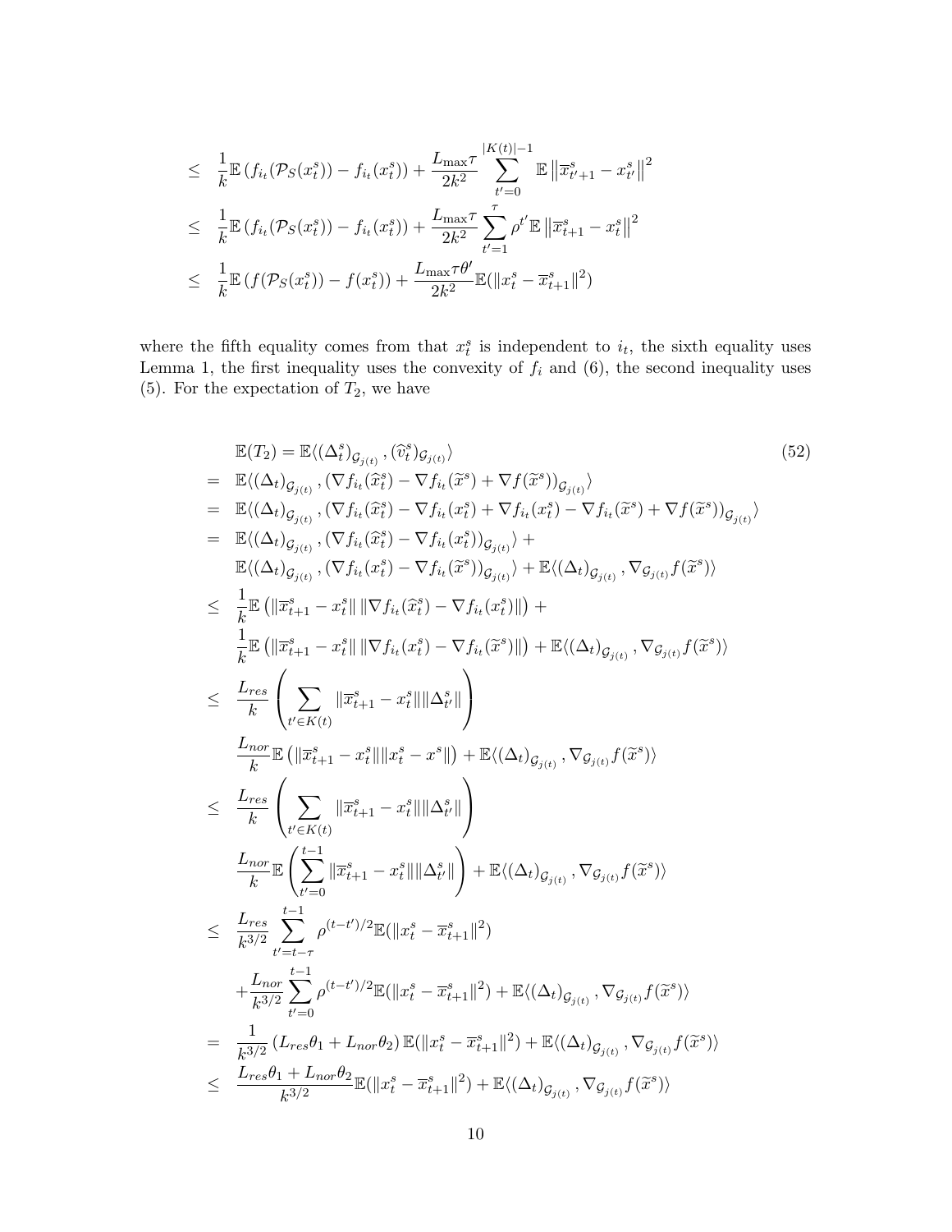$$
\begin{aligned}
&\leq \frac{1}{k}\mathbb{E}\left(f_{i_t}(\mathcal{P}_S(x_t^s)) - f_{i_t}(x_t^s)\right) + \frac{L_{\max}\tau}{2k^2}\sum_{t'=0}^{|K(t)|-1}\mathbb{E}\left\|\overline{x}_{t'+1}^s - x_{t'}^s\right\|^2 \\
&\leq \frac{1}{k}\mathbb{E}\left(f_{i_t}(\mathcal{P}_S(x_t^s)) - f_{i_t}(x_t^s)\right) + \frac{L_{\max}\tau}{2k^2}\sum_{t'=1}^{\tau}\rho^{t'}\mathbb{E}\left\|\overline{x}_{t+1}^s - x_t^s\right\|^2 \\
&\leq \frac{1}{k}\mathbb{E}\left(f(\mathcal{P}_S(x_t^s)) - f(x_t^s)\right) + \frac{L_{\max}\tau\theta'}{2k^2}\mathbb{E}(\|x_t^s - \overline{x}_{t+1}^s\|^2)
\end{aligned}
$$

where the fifth equality comes from that $x_t^s$ is independent to $i_t$, the sixth equality uses Lemma 1, the first inequality uses the convexity of $f_i$ and (6), the second inequality uses (5). For the expectation of $T_2$, we have

$$
\begin{aligned}
&\mathbb{E}(T_2) = \mathbb{E}\langle(\Delta_t^s)_{\mathcal{G}_{j(t)}}, (\widehat{v}_t^s)_{\mathcal{G}_{j(t)}}\rangle \qquad (52)\\
=\ & \mathbb{E}\langle(\Delta_t)_{\mathcal{G}_{j(t)}}, (\nabla f_{i_t}(\widehat{x}_t^s) - \nabla f_{i_t}(\widetilde{x}^s) + \nabla f(\widetilde{x}^s))_{\mathcal{G}_{j(t)}}\rangle \\
=\ & \mathbb{E}\langle(\Delta_t)_{\mathcal{G}_{j(t)}}, (\nabla f_{i_t}(\widehat{x}_t^s) - \nabla f_{i_t}(x_t^s) + \nabla f_{i_t}(x_t^s) - \nabla f_{i_t}(\widetilde{x}^s) + \nabla f(\widetilde{x}^s))_{\mathcal{G}_{j(t)}}\rangle \\
=\ & \mathbb{E}\langle(\Delta_t)_{\mathcal{G}_{j(t)}}, (\nabla f_{i_t}(\widehat{x}_t^s) - \nabla f_{i_t}(x_t^s))_{\mathcal{G}_{j(t)}}\rangle + \\
& \mathbb{E}\langle(\Delta_t)_{\mathcal{G}_{j(t)}}, (\nabla f_{i_t}(x_t^s) - \nabla f_{i_t}(\widetilde{x}^s))_{\mathcal{G}_{j(t)}}\rangle + \mathbb{E}\langle(\Delta_t)_{\mathcal{G}_{j(t)}}, \nabla_{\mathcal{G}_{j(t)}} f(\widetilde{x}^s)\rangle \\
\leq\ & \frac{1}{k}\mathbb{E}\left(\|\overline{x}_{t+1}^s - x_t^s\|\,\|\nabla f_{i_t}(\widehat{x}_t^s) - \nabla f_{i_t}(x_t^s)\|\right) + \\
& \frac{1}{k}\mathbb{E}\left(\|\overline{x}_{t+1}^s - x_t^s\|\,\|\nabla f_{i_t}(x_t^s) - \nabla f_{i_t}(\widetilde{x}^s)\|\right) + \mathbb{E}\langle(\Delta_t)_{\mathcal{G}_{j(t)}}, \nabla_{\mathcal{G}_{j(t)}} f(\widetilde{x}^s)\rangle \\
\leq\ & \frac{L_{res}}{k}\left(\sum_{t'\in K(t)}\|\overline{x}_{t+1}^s - x_t^s\|\|\Delta_{t'}^s\|\right) \\
& \frac{L_{nor}}{k}\mathbb{E}\left(\|\overline{x}_{t+1}^s - x_t^s\|\|x_t^s - x^s\|\right) + \mathbb{E}\langle(\Delta_t)_{\mathcal{G}_{j(t)}}, \nabla_{\mathcal{G}_{j(t)}} f(\widetilde{x}^s)\rangle \\
\leq\ & \frac{L_{res}}{k}\left(\sum_{t'\in K(t)}\|\overline{x}_{t+1}^s - x_t^s\|\|\Delta_{t'}^s\|\right) \\
& \frac{L_{nor}}{k}\mathbb{E}\left(\sum_{t'=0}^{t-1}\|\overline{x}_{t+1}^s - x_t^s\|\|\Delta_{t'}^s\|\right) + \mathbb{E}\langle(\Delta_t)_{\mathcal{G}_{j(t)}}, \nabla_{\mathcal{G}_{j(t)}} f(\widetilde{x}^s)\rangle \\
\leq\ & \frac{L_{res}}{k^{3/2}}\sum_{t'=t-\tau}^{t-1}\rho^{(t-t')/2}\mathbb{E}(\|x_t^s - \overline{x}_{t+1}^s\|^2) \\
& + \frac{L_{nor}}{k^{3/2}}\sum_{t'=0}^{t-1}\rho^{(t-t')/2}\mathbb{E}(\|x_t^s - \overline{x}_{t+1}^s\|^2) + \mathbb{E}\langle(\Delta_t)_{\mathcal{G}_{j(t)}}, \nabla_{\mathcal{G}_{j(t)}} f(\widetilde{x}^s)\rangle \\
=\ & \frac{1}{k^{3/2}}\left(L_{res}\theta_1 + L_{nor}\theta_2\right)\mathbb{E}(\|x_t^s - \overline{x}_{t+1}^s\|^2) + \mathbb{E}\langle(\Delta_t)_{\mathcal{G}_{j(t)}}, \nabla_{\mathcal{G}_{j(t)}} f(\widetilde{x}^s)\rangle \\
\leq\ & \frac{L_{res}\theta_1 + L_{nor}\theta_2}{k^{3/2}}\mathbb{E}(\|x_t^s - \overline{x}_{t+1}^s\|^2) + \mathbb{E}\langle(\Delta_t)_{\mathcal{G}_{j(t)}}, \nabla_{\mathcal{G}_{j(t)}} f(\widetilde{x}^s)\rangle
\end{aligned}
$$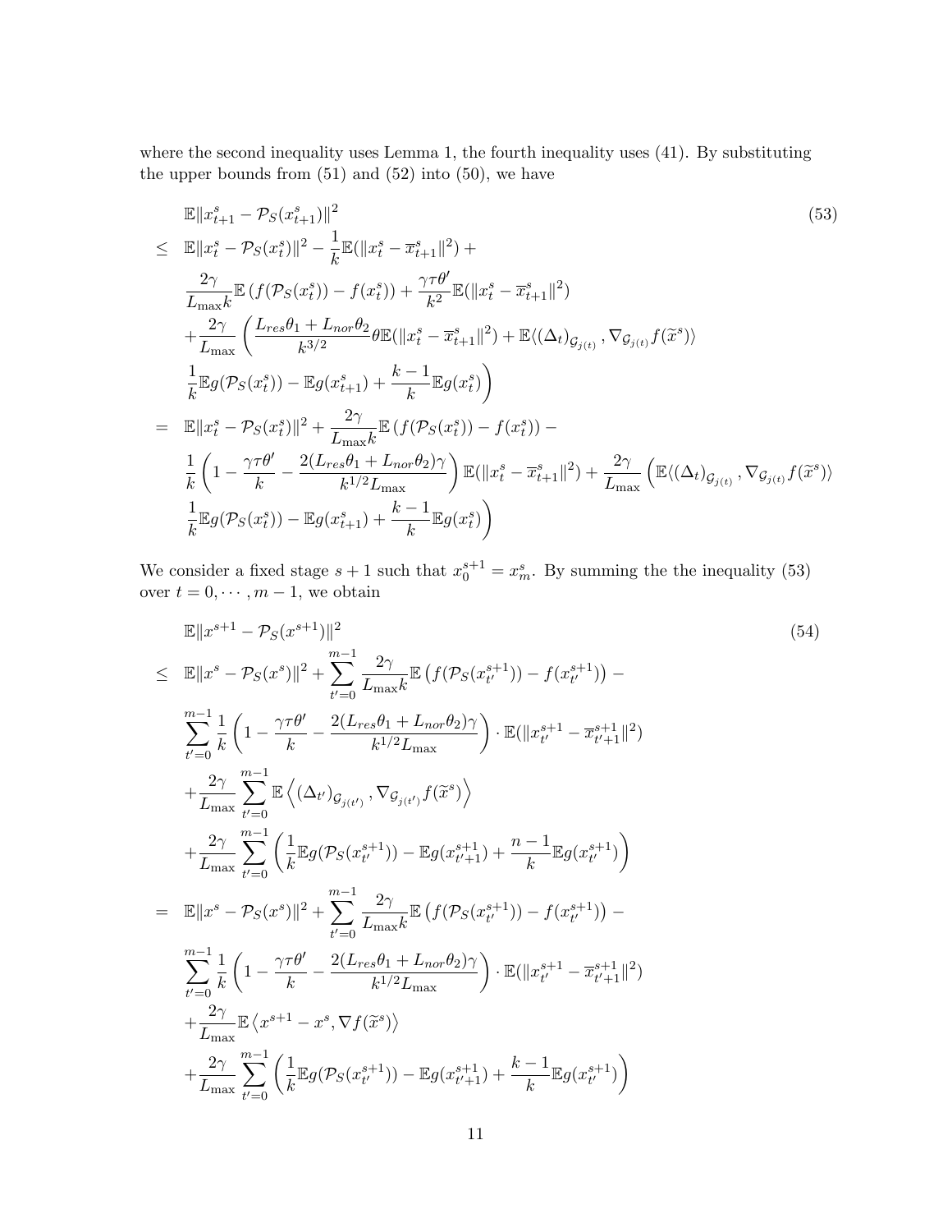where the second inequality uses Lemma 1, the fourth inequality uses (41). By substituting the upper bounds from (51) and (52) into (50), we have

$$
\begin{aligned}
& \mathbb{E}\|x_{t+1}^s - \mathcal{P}_S(x_{t+1}^s)\|^2 \qquad (53) \\
\leq\ & \mathbb{E}\|x_t^s - \mathcal{P}_S(x_t^s)\|^2 - \frac{1}{k}\mathbb{E}(\|x_t^s - \overline{x}_{t+1}^s\|^2) + \\
& \frac{2\gamma}{L_{\max}k}\mathbb{E}\left(f(\mathcal{P}_S(x_t^s)) - f(x_t^s)\right) + \frac{\gamma\tau\theta'}{k^2}\mathbb{E}(\|x_t^s - \overline{x}_{t+1}^s\|^2) \\
& + \frac{2\gamma}{L_{\max}}\left(\frac{L_{res}\theta_1 + L_{nor}\theta_2}{k^{3/2}}\theta\mathbb{E}(\|x_t^s - \overline{x}_{t+1}^s\|^2) + \mathbb{E}\langle(\Delta_t)_{\mathcal{G}_{j(t)}}, \nabla_{\mathcal{G}_{j(t)}} f(\widetilde{x}^s)\rangle \right. \\
& \left. \frac{1}{k}\mathbb{E}g(\mathcal{P}_S(x_t^s)) - \mathbb{E}g(x_{t+1}^s) + \frac{k-1}{k}\mathbb{E}g(x_t^s)\right) \\
=\ & \mathbb{E}\|x_t^s - \mathcal{P}_S(x_t^s)\|^2 + \frac{2\gamma}{L_{\max}k}\mathbb{E}\left(f(\mathcal{P}_S(x_t^s)) - f(x_t^s)\right) - \\
& \frac{1}{k}\left(1 - \frac{\gamma\tau\theta'}{k} - \frac{2(L_{res}\theta_1 + L_{nor}\theta_2)\gamma}{k^{1/2}L_{\max}}\right)\mathbb{E}(\|x_t^s - \overline{x}_{t+1}^s\|^2) + \frac{2\gamma}{L_{\max}}\left(\mathbb{E}\langle(\Delta_t)_{\mathcal{G}_{j(t)}}, \nabla_{\mathcal{G}_{j(t)}} f(\widetilde{x}^s)\rangle \right. \\
& \left. \frac{1}{k}\mathbb{E}g(\mathcal{P}_S(x_t^s)) - \mathbb{E}g(x_{t+1}^s) + \frac{k-1}{k}\mathbb{E}g(x_t^s)\right)
\end{aligned}
$$

We consider a fixed stage $s+1$ such that $x_0^{s+1} = x_m^s$. By summing the the inequality (53) over $t = 0, \cdots, m-1$, we obtain

$$
\begin{aligned}
& \mathbb{E}\|x^{s+1} - \mathcal{P}_S(x^{s+1})\|^2 \qquad (54) \\
\leq\ & \mathbb{E}\|x^s - \mathcal{P}_S(x^s)\|^2 + \sum_{t'=0}^{m-1}\frac{2\gamma}{L_{\max}k}\mathbb{E}\left(f(\mathcal{P}_S(x_{t'}^{s+1})) - f(x_{t'}^{s+1})\right) - \\
& \sum_{t'=0}^{m-1}\frac{1}{k}\left(1 - \frac{\gamma\tau\theta'}{k} - \frac{2(L_{res}\theta_1 + L_{nor}\theta_2)\gamma}{k^{1/2}L_{\max}}\right)\cdot\mathbb{E}(\|x_{t'}^{s+1} - \overline{x}_{t'+1}^{s+1}\|^2) \\
& + \frac{2\gamma}{L_{\max}}\sum_{t'=0}^{m-1}\mathbb{E}\left\langle(\Delta_{t'})_{\mathcal{G}_{j(t')}}, \nabla_{\mathcal{G}_{j(t')}} f(\widetilde{x}^s)\right\rangle \\
& + \frac{2\gamma}{L_{\max}}\sum_{t'=0}^{m-1}\left(\frac{1}{k}\mathbb{E}g(\mathcal{P}_S(x_{t'}^{s+1})) - \mathbb{E}g(x_{t'+1}^{s+1}) + \frac{n-1}{k}\mathbb{E}g(x_{t'}^{s+1})\right) \\
=\ & \mathbb{E}\|x^s - \mathcal{P}_S(x^s)\|^2 + \sum_{t'=0}^{m-1}\frac{2\gamma}{L_{\max}k}\mathbb{E}\left(f(\mathcal{P}_S(x_{t'}^{s+1})) - f(x_{t'}^{s+1})\right) - \\
& \sum_{t'=0}^{m-1}\frac{1}{k}\left(1 - \frac{\gamma\tau\theta'}{k} - \frac{2(L_{res}\theta_1 + L_{nor}\theta_2)\gamma}{k^{1/2}L_{\max}}\right)\cdot\mathbb{E}(\|x_{t'}^{s+1} - \overline{x}_{t'+1}^{s+1}\|^2) \\
& + \frac{2\gamma}{L_{\max}}\mathbb{E}\left\langle x^{s+1} - x^s, \nabla f(\widetilde{x}^s)\right\rangle \\
& + \frac{2\gamma}{L_{\max}}\sum_{t'=0}^{m-1}\left(\frac{1}{k}\mathbb{E}g(\mathcal{P}_S(x_{t'}^{s+1})) - \mathbb{E}g(x_{t'+1}^{s+1}) + \frac{k-1}{k}\mathbb{E}g(x_{t'}^{s+1})\right)
\end{aligned}
$$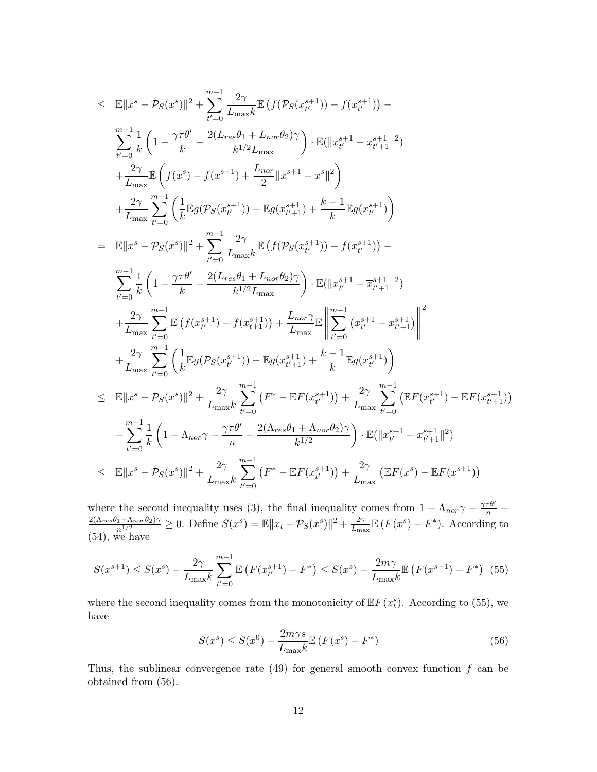$$
\begin{aligned}
\leq\ & \mathbb{E}\|x^s - \mathcal{P}_S(x^s)\|^2 + \sum_{t'=0}^{m-1} \frac{2\gamma}{L_{\max} k} \mathbb{E}\left(f(\mathcal{P}_S(x_{t'}^{s+1})) - f(x_{t'}^{s+1})\right) - \\
& \sum_{t'=0}^{m-1} \frac{1}{k}\left(1 - \frac{\gamma\tau\theta'}{k} - \frac{2(L_{res}\theta_1 + L_{nor}\theta_2)\gamma}{k^{1/2} L_{\max}}\right) \cdot \mathbb{E}(\|x_{t'}^{s+1} - \overline{x}_{t'+1}^{s+1}\|^2) \\
& + \frac{2\gamma}{L_{\max}} \mathbb{E}\left(f(x^s) - f(x^{s+1}) + \frac{L_{nor}}{2}\|x^{s+1} - x^s\|^2\right) \\
& + \frac{2\gamma}{L_{\max}} \sum_{t'=0}^{m-1} \left(\frac{1}{k}\mathbb{E}g(\mathcal{P}_S(x_{t'}^{s+1})) - \mathbb{E}g(x_{t'+1}^{s+1}) + \frac{k-1}{k}\mathbb{E}g(x_{t'}^{s+1})\right) \\
=\ & \mathbb{E}\|x^s - \mathcal{P}_S(x^s)\|^2 + \sum_{t'=0}^{m-1} \frac{2\gamma}{L_{\max} k} \mathbb{E}\left(f(\mathcal{P}_S(x_{t'}^{s+1})) - f(x_{t'}^{s+1})\right) - \\
& \sum_{t'=0}^{m-1} \frac{1}{k}\left(1 - \frac{\gamma\tau\theta'}{k} - \frac{2(L_{res}\theta_1 + L_{nor}\theta_2)\gamma}{k^{1/2} L_{\max}}\right) \cdot \mathbb{E}(\|x_{t'}^{s+1} - \overline{x}_{t'+1}^{s+1}\|^2) \\
& + \frac{2\gamma}{L_{\max}} \sum_{t'=0}^{m-1} \mathbb{E}\left(f(x_{t'}^{s+1}) - f(x_{t+1}^{s+1})\right) + \frac{L_{nor}\gamma}{L_{\max}} \mathbb{E}\left\|\sum_{t'=0}^{m-1}\left(x_{t'}^{s+1} - x_{t'+1}^{s+1}\right)\right\|^2 \\
& + \frac{2\gamma}{L_{\max}} \sum_{t'=0}^{m-1} \left(\frac{1}{k}\mathbb{E}g(\mathcal{P}_S(x_{t'}^{s+1})) - \mathbb{E}g(x_{t'+1}^{s+1}) + \frac{k-1}{k}\mathbb{E}g(x_{t'}^{s+1})\right) \\
\leq\ & \mathbb{E}\|x^s - \mathcal{P}_S(x^s)\|^2 + \frac{2\gamma}{L_{\max} k} \sum_{t'=0}^{m-1} \left(F^* - \mathbb{E}F(x_{t'}^{s+1})\right) + \frac{2\gamma}{L_{\max}} \sum_{t'=0}^{m-1} \left(\mathbb{E}F(x_{t'}^{s+1}) - \mathbb{E}F(x_{t'+1}^{s+1})\right) \\
& - \sum_{t'=0}^{m-1} \frac{1}{k}\left(1 - \Lambda_{nor}\gamma - \frac{\gamma\tau\theta'}{n} - \frac{2(\Lambda_{res}\theta_1 + \Lambda_{nor}\theta_2)\gamma}{k^{1/2}}\right) \cdot \mathbb{E}(\|x_{t'}^{s+1} - \overline{x}_{t'+1}^{s+1}\|^2) \\
\leq\ & \mathbb{E}\|x^s - \mathcal{P}_S(x^s)\|^2 + \frac{2\gamma}{L_{\max} k} \sum_{t'=0}^{m-1} \left(F^* - \mathbb{E}F(x_{t'}^{s+1})\right) + \frac{2\gamma}{L_{\max}} \left(\mathbb{E}F(x^s) - \mathbb{E}F(x^{s+1})\right)
\end{aligned}
$$

where the second inequality uses (3), the final inequality comes from $1 - \Lambda_{nor}\gamma - \frac{\gamma\tau\theta'}{n} - \frac{2(\Lambda_{res}\theta_1 + \Lambda_{nor}\theta_2)\gamma}{n^{1/2}} \geq 0$. Define $S(x^s) = \mathbb{E}\|x_t - \mathcal{P}_S(x^s)\|^2 + \frac{2\gamma}{L_{\max}}\mathbb{E}\left(F(x^s) - F^*\right)$. According to (54), we have

$$
S(x^{s+1}) \leq S(x^s) - \frac{2\gamma}{L_{\max} k} \sum_{t'=0}^{m-1} \mathbb{E}\left(F(x_{t'}^{s+1}) - F^*\right) \leq S(x^s) - \frac{2m\gamma}{L_{\max} k} \mathbb{E}\left(F(x^{s+1}) - F^*\right) \quad (55)
$$

where the second inequality comes from the monotonicity of $\mathbb{E}F(x_t^s)$. According to (55), we have

$$
S(x^s) \leq S(x^0) - \frac{2m\gamma s}{L_{\max} k} \mathbb{E}\left(F(x^s) - F^*\right) \quad (56)
$$

Thus, the sublinear convergence rate (49) for general smooth convex function $f$ can be obtained from (56).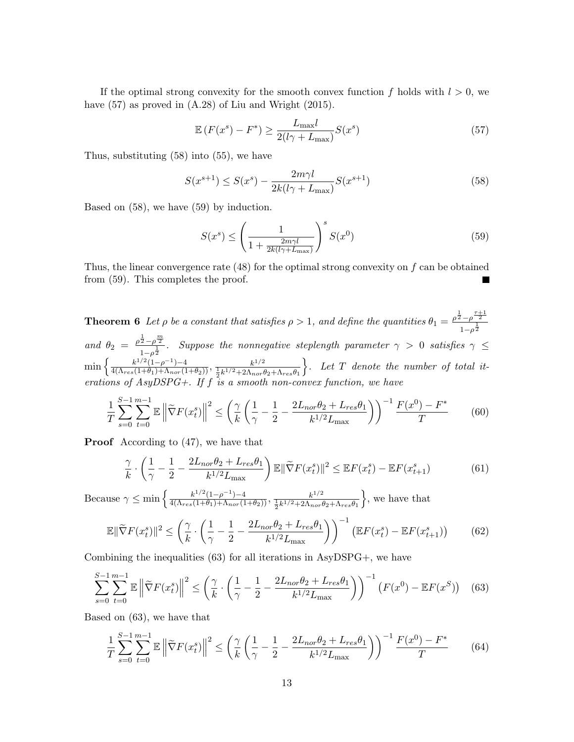If the optimal strong convexity for the smooth convex function $f$ holds with $l > 0$, we have (57) as proved in (A.28) of Liu and Wright (2015).

$$\mathbb{E}\left(F(x^s) - F^*\right) \geq \frac{L_{\max} l}{2(l\gamma + L_{\max})} S(x^s) \tag{57}$$

Thus, substituting (58) into (55), we have

$$S(x^{s+1}) \leq S(x^s) - \frac{2m\gamma l}{2k(l\gamma + L_{\max})} S(x^{s+1}) \tag{58}$$

Based on (58), we have (59) by induction.

$$S(x^s) \leq \left(\frac{1}{1 + \frac{2m\gamma l}{2k(l\gamma + L_{\max})}}\right)^s S(x^0) \tag{59}$$

Thus, the linear convergence rate (48) for the optimal strong convexity on $f$ can be obtained from (59). This completes the proof. ∎

**Theorem 6** *Let $\rho$ be a constant that satisfies $\rho > 1$, and define the quantities $\theta_1 = \frac{\rho^{\frac{1}{2}} - \rho^{\frac{\tau+1}{2}}}{1-\rho^{\frac{1}{2}}}$ and $\theta_2 = \frac{\rho^{\frac{1}{2}} - \rho^{\frac{m}{2}}}{1-\rho^{\frac{1}{2}}}$. Suppose the nonnegative steplength parameter $\gamma > 0$ satisfies $\gamma \leq \min\left\{\frac{k^{1/2}(1-\rho^{-1})-4}{4(\Lambda_{res}(1+\theta_1)+\Lambda_{nor}(1+\theta_2))}, \frac{k^{1/2}}{\frac{1}{2}k^{1/2}+2\Lambda_{nor}\theta_2+\Lambda_{res}\theta_1}\right\}$. Let $T$ denote the number of total iterations of AsyDSPG+. If $f$ is a smooth non-convex function, we have*

$$\frac{1}{T}\sum_{s=0}^{S-1}\sum_{t=0}^{m-1}\mathbb{E}\left\|\widetilde{\nabla} F(x_t^s)\right\|^2 \leq \left(\frac{\gamma}{k}\left(\frac{1}{\gamma} - \frac{1}{2} - \frac{2L_{nor}\theta_2 + L_{res}\theta_1}{k^{1/2}L_{\max}}\right)\right)^{-1}\frac{F(x^0) - F^*}{T} \tag{60}$$

**Proof** According to (47), we have that

$$\frac{\gamma}{k}\cdot\left(\frac{1}{\gamma} - \frac{1}{2} - \frac{2L_{nor}\theta_2 + L_{res}\theta_1}{k^{1/2}L_{\max}}\right)\mathbb{E}\|\widetilde{\nabla} F(x_t^s)\|^2 \leq \mathbb{E}F(x_t^s) - \mathbb{E}F(x_{t+1}^s) \tag{61}$$

Because $\gamma \leq \min\left\{\frac{k^{1/2}(1-\rho^{-1})-4}{4(\Lambda_{res}(1+\theta_1)+\Lambda_{nor}(1+\theta_2))}, \frac{k^{1/2}}{\frac{1}{2}k^{1/2}+2\Lambda_{nor}\theta_2+\Lambda_{res}\theta_1}\right\}$, we have that

$$\mathbb{E}\|\widetilde{\nabla} F(x_t^s)\|^2 \leq \left(\frac{\gamma}{k}\cdot\left(\frac{1}{\gamma} - \frac{1}{2} - \frac{2L_{nor}\theta_2 + L_{res}\theta_1}{k^{1/2}L_{\max}}\right)\right)^{-1}\left(\mathbb{E}F(x_t^s) - \mathbb{E}F(x_{t+1}^s)\right) \tag{62}$$

Combining the inequalities (63) for all iterations in AsyDSPG+, we have

$$\sum_{s=0}^{S-1}\sum_{t=0}^{m-1}\mathbb{E}\left\|\widetilde{\nabla} F(x_t^s)\right\|^2 \leq \left(\frac{\gamma}{k}\cdot\left(\frac{1}{\gamma} - \frac{1}{2} - \frac{2L_{nor}\theta_2 + L_{res}\theta_1}{k^{1/2}L_{\max}}\right)\right)^{-1}\left(F(x^0) - \mathbb{E}F(x^S)\right) \tag{63}$$

Based on (63), we have that

$$\frac{1}{T}\sum_{s=0}^{S-1}\sum_{t=0}^{m-1}\mathbb{E}\left\|\widetilde{\nabla} F(x_t^s)\right\|^2 \leq \left(\frac{\gamma}{k}\left(\frac{1}{\gamma} - \frac{1}{2} - \frac{2L_{nor}\theta_2 + L_{res}\theta_1}{k^{1/2}L_{\max}}\right)\right)^{-1}\frac{F(x^0) - F^*}{T} \tag{64}$$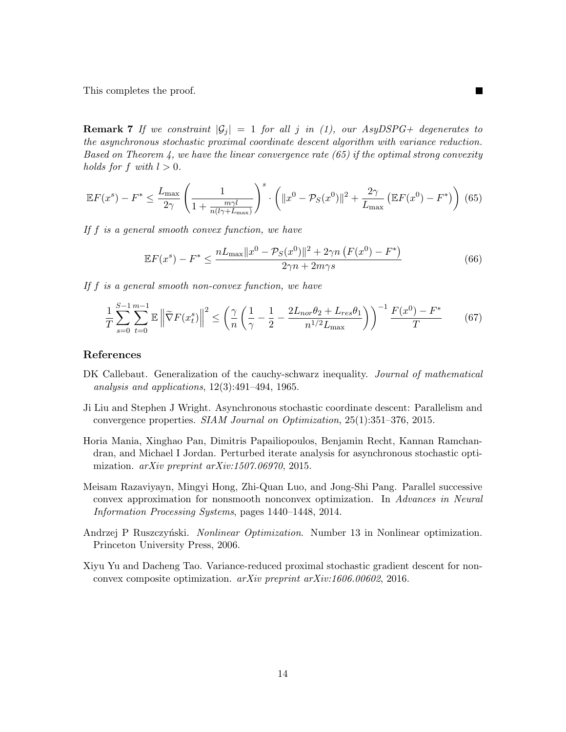This completes the proof. ■

**Remark 7** *If we constraint $|\mathcal{G}_j| = 1$ for all $j$ in (1), our AsyDSPG+ degenerates to the asynchronous stochastic proximal coordinate descent algorithm with variance reduction. Based on Theorem 4, we have the linear convergence rate (65) if the optimal strong convexity holds for $f$ with $l > 0$.*

$$\mathbb{E}F(x^s) - F^* \leq \frac{L_{\max}}{2\gamma}\left(\frac{1}{1+\frac{m\gamma l}{n(l\gamma+L_{\max})}}\right)^s \cdot \left(\|x^0 - \mathcal{P}_S(x^0)\|^2 + \frac{2\gamma}{L_{\max}}\left(\mathbb{E}F(x^0) - F^*\right)\right) \tag{65}$$

*If $f$ is a general smooth convex function, we have*

$$\mathbb{E}F(x^s) - F^* \leq \frac{nL_{\max}\|x^0 - \mathcal{P}_S(x^0)\|^2 + 2\gamma n\left(F(x^0) - F^*\right)}{2\gamma n + 2m\gamma s} \tag{66}$$

*If $f$ is a general smooth non-convex function, we have*

$$\frac{1}{T}\sum_{s=0}^{S-1}\sum_{t=0}^{m-1}\mathbb{E}\left\|\widetilde{\nabla}F(x_t^s)\right\|^2 \leq \left(\frac{\gamma}{n}\left(\frac{1}{\gamma} - \frac{1}{2} - \frac{2L_{nor}\theta_2 + L_{res}\theta_1}{n^{1/2}L_{\max}}\right)\right)^{-1}\frac{F(x^0) - F^*}{T} \tag{67}$$

## References

DK Callebaut. Generalization of the cauchy-schwarz inequality. *Journal of mathematical analysis and applications*, 12(3):491–494, 1965.

Ji Liu and Stephen J Wright. Asynchronous stochastic coordinate descent: Parallelism and convergence properties. *SIAM Journal on Optimization*, 25(1):351–376, 2015.

Horia Mania, Xinghao Pan, Dimitris Papailiopoulos, Benjamin Recht, Kannan Ramchandran, and Michael I Jordan. Perturbed iterate analysis for asynchronous stochastic optimization. *arXiv preprint arXiv:1507.06970*, 2015.

Meisam Razaviyayn, Mingyi Hong, Zhi-Quan Luo, and Jong-Shi Pang. Parallel successive convex approximation for nonsmooth nonconvex optimization. In *Advances in Neural Information Processing Systems*, pages 1440–1448, 2014.

Andrzej P Ruszczyński. *Nonlinear Optimization*. Number 13 in Nonlinear optimization. Princeton University Press, 2006.

Xiyu Yu and Dacheng Tao. Variance-reduced proximal stochastic gradient descent for non-convex composite optimization. *arXiv preprint arXiv:1606.00602*, 2016.